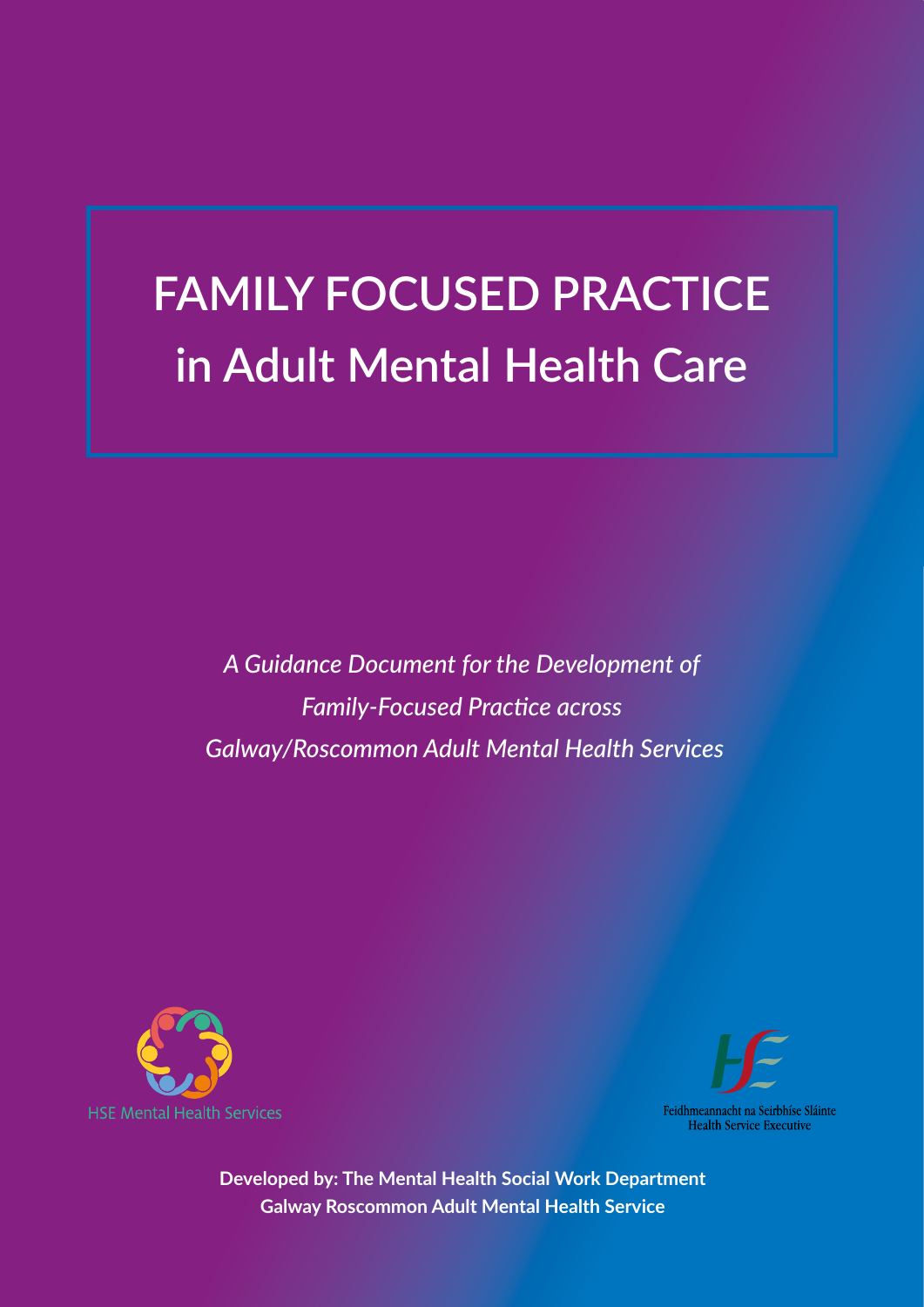# FAMILY FOCUSED PRACTICE in Adult Mental Health Care

*A Guidance Document for the Development of Family-Focused Practice across Galway/Roscommon Adult Mental Health Services*

HSE Mental Health Services

Feidhmeannacht na Seirbhíse Sláinte
Health Service Executive

**Developed by: The Mental Health Social Work Department**
**Galway Roscommon Adult Mental Health Service**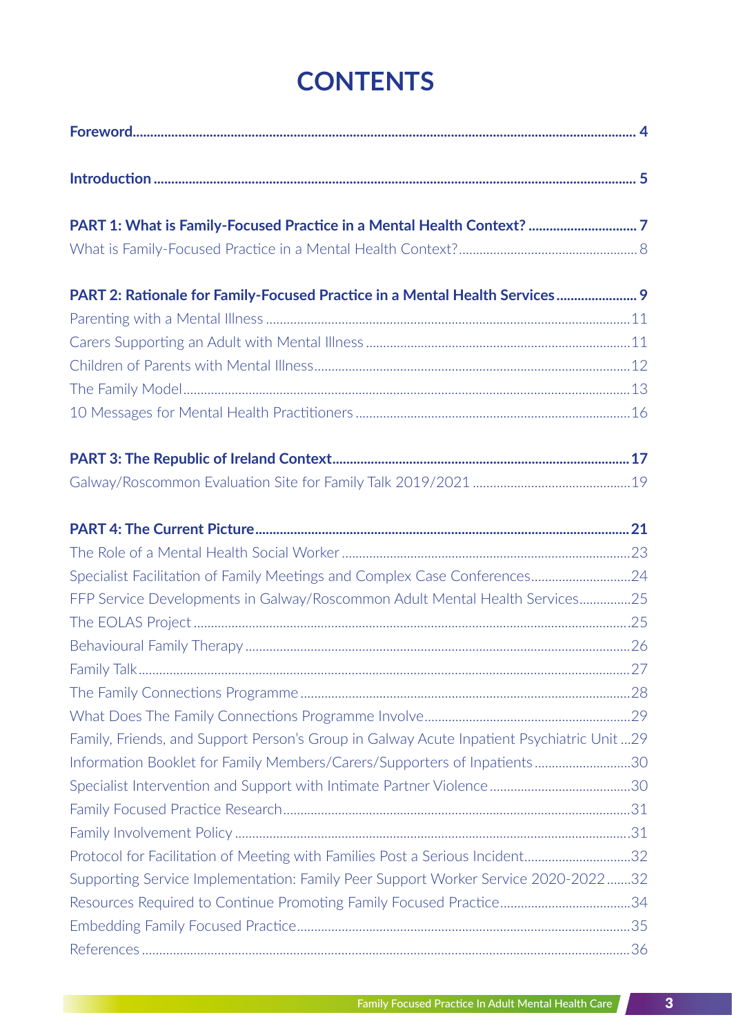# CONTENTS

**Foreword** .......... 4

**Introduction** .......... 5

**PART 1: What is Family-Focused Practice in a Mental Health Context?** .......... 7

What is Family-Focused Practice in a Mental Health Context? .......... 8

**PART 2: Rationale for Family-Focused Practice in a Mental Health Services** .......... 9

Parenting with a Mental Illness .......... 11

Carers Supporting an Adult with Mental Illness .......... 11

Children of Parents with Mental Illness .......... 12

The Family Model .......... 13

10 Messages for Mental Health Practitioners .......... 16

**PART 3: The Republic of Ireland Context** .......... 17

Galway/Roscommon Evaluation Site for Family Talk 2019/2021 .......... 19

**PART 4: The Current Picture** .......... 21

The Role of a Mental Health Social Worker .......... 23

Specialist Facilitation of Family Meetings and Complex Case Conferences .......... 24

FFP Service Developments in Galway/Roscommon Adult Mental Health Services .......... 25

The EOLAS Project .......... 25

Behavioural Family Therapy .......... 26

Family Talk .......... 27

The Family Connections Programme .......... 28

What Does The Family Connections Programme Involve .......... 29

Family, Friends, and Support Person's Group in Galway Acute Inpatient Psychiatric Unit .......... 29

Information Booklet for Family Members/Carers/Supporters of Inpatients .......... 30

Specialist Intervention and Support with Intimate Partner Violence .......... 30

Family Focused Practice Research .......... 31

Family Involvement Policy .......... 31

Protocol for Facilitation of Meeting with Families Post a Serious Incident .......... 32

Supporting Service Implementation: Family Peer Support Worker Service 2020-2022 .......... 32

Resources Required to Continue Promoting Family Focused Practice .......... 34

Embedding Family Focused Practice .......... 35

References .......... 36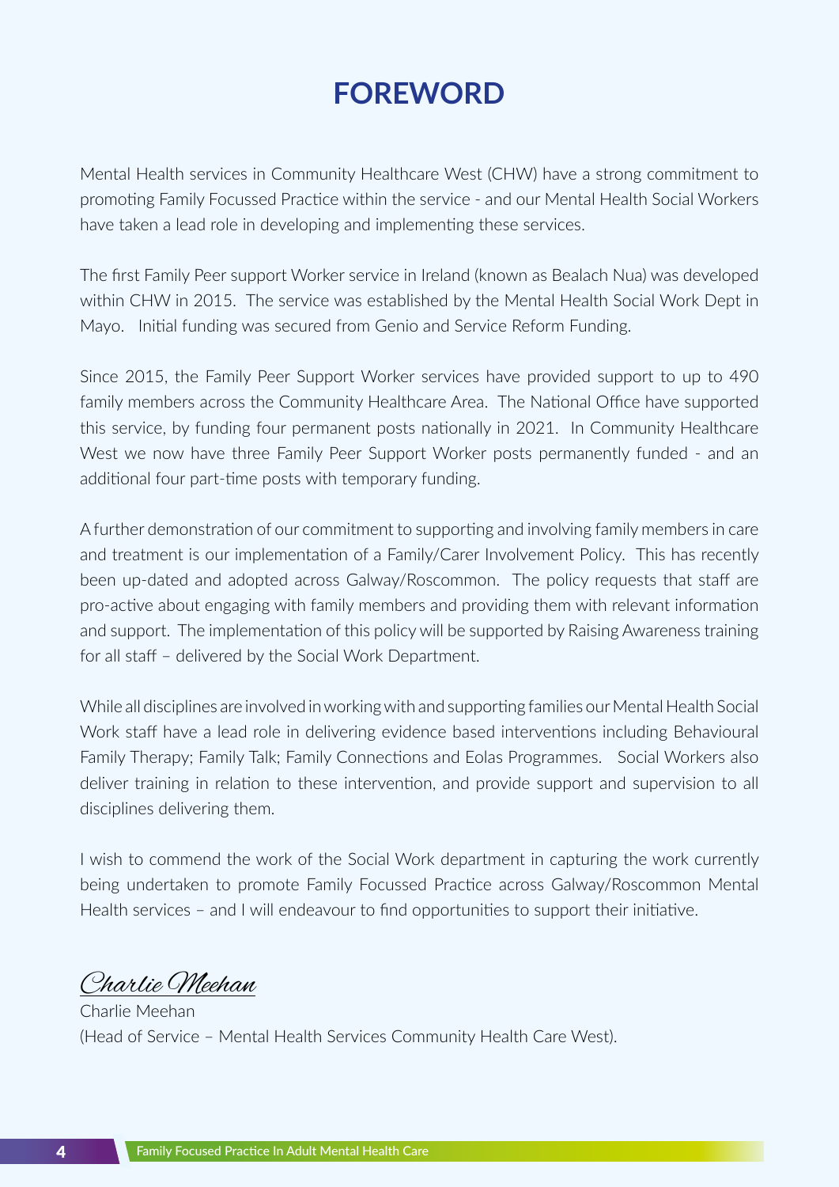# FOREWORD

Mental Health services in Community Healthcare West (CHW) have a strong commitment to promoting Family Focussed Practice within the service - and our Mental Health Social Workers have taken a lead role in developing and implementing these services.

The first Family Peer support Worker service in Ireland (known as Bealach Nua) was developed within CHW in 2015. The service was established by the Mental Health Social Work Dept in Mayo. Initial funding was secured from Genio and Service Reform Funding.

Since 2015, the Family Peer Support Worker services have provided support to up to 490 family members across the Community Healthcare Area. The National Office have supported this service, by funding four permanent posts nationally in 2021. In Community Healthcare West we now have three Family Peer Support Worker posts permanently funded - and an additional four part-time posts with temporary funding.

A further demonstration of our commitment to supporting and involving family members in care and treatment is our implementation of a Family/Carer Involvement Policy. This has recently been up-dated and adopted across Galway/Roscommon. The policy requests that staff are pro-active about engaging with family members and providing them with relevant information and support. The implementation of this policy will be supported by Raising Awareness training for all staff – delivered by the Social Work Department.

While all disciplines are involved in working with and supporting families our Mental Health Social Work staff have a lead role in delivering evidence based interventions including Behavioural Family Therapy; Family Talk; Family Connections and Eolas Programmes. Social Workers also deliver training in relation to these intervention, and provide support and supervision to all disciplines delivering them.

I wish to commend the work of the Social Work department in capturing the work currently being undertaken to promote Family Focussed Practice across Galway/Roscommon Mental Health services – and I will endeavour to find opportunities to support their initiative.

*Charlie Meehan*

Charlie Meehan
(Head of Service – Mental Health Services Community Health Care West).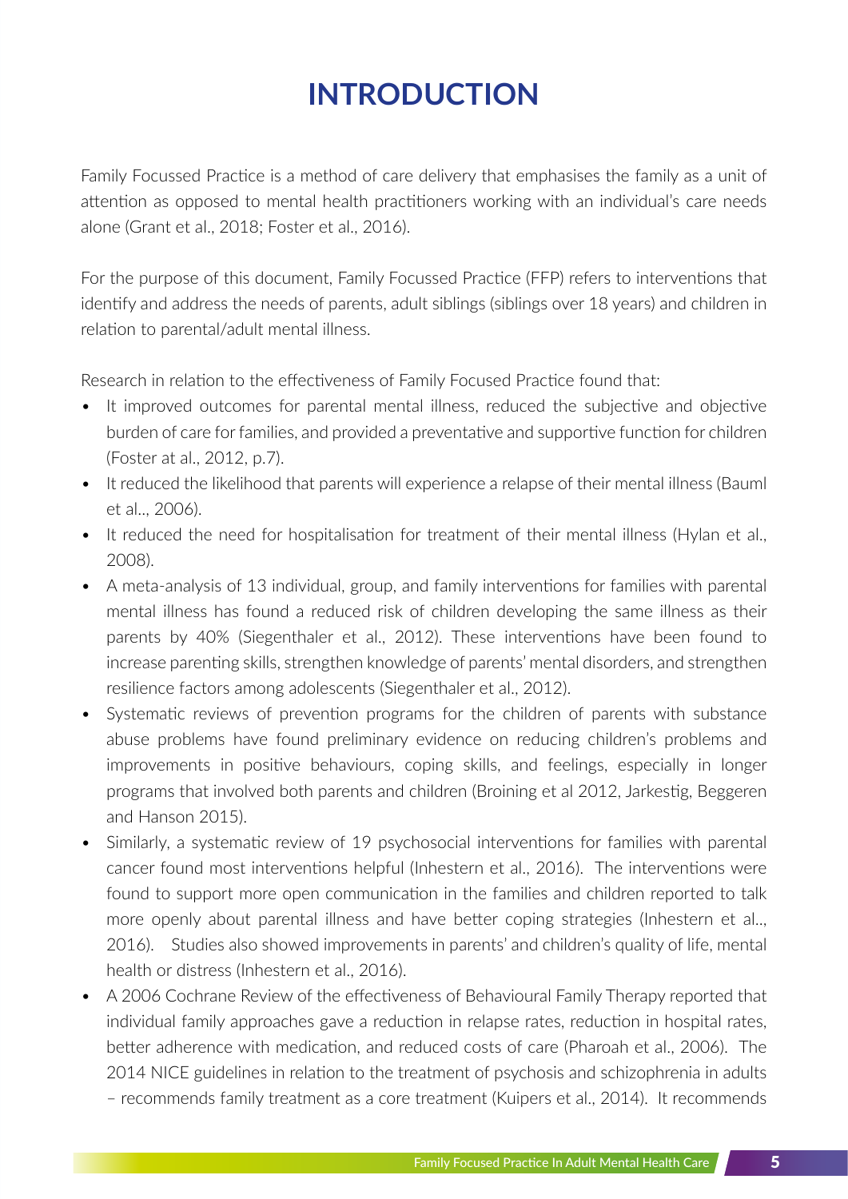# INTRODUCTION

Family Focussed Practice is a method of care delivery that emphasises the family as a unit of attention as opposed to mental health practitioners working with an individual's care needs alone (Grant et al., 2018; Foster et al., 2016).

For the purpose of this document, Family Focussed Practice (FFP) refers to interventions that identify and address the needs of parents, adult siblings (siblings over 18 years) and children in relation to parental/adult mental illness.

Research in relation to the effectiveness of Family Focused Practice found that:

- It improved outcomes for parental mental illness, reduced the subjective and objective burden of care for families, and provided a preventative and supportive function for children (Foster at al., 2012, p.7).
- It reduced the likelihood that parents will experience a relapse of their mental illness (Bauml et al.., 2006).
- It reduced the need for hospitalisation for treatment of their mental illness (Hylan et al., 2008).
- A meta-analysis of 13 individual, group, and family interventions for families with parental mental illness has found a reduced risk of children developing the same illness as their parents by 40% (Siegenthaler et al., 2012). These interventions have been found to increase parenting skills, strengthen knowledge of parents' mental disorders, and strengthen resilience factors among adolescents (Siegenthaler et al., 2012).
- Systematic reviews of prevention programs for the children of parents with substance abuse problems have found preliminary evidence on reducing children's problems and improvements in positive behaviours, coping skills, and feelings, especially in longer programs that involved both parents and children (Broining et al 2012, Jarkestig, Beggeren and Hanson 2015).
- Similarly, a systematic review of 19 psychosocial interventions for families with parental cancer found most interventions helpful (Inhestern et al., 2016). The interventions were found to support more open communication in the families and children reported to talk more openly about parental illness and have better coping strategies (Inhestern et al.., 2016). Studies also showed improvements in parents' and children's quality of life, mental health or distress (Inhestern et al., 2016).
- A 2006 Cochrane Review of the effectiveness of Behavioural Family Therapy reported that individual family approaches gave a reduction in relapse rates, reduction in hospital rates, better adherence with medication, and reduced costs of care (Pharoah et al., 2006). The 2014 NICE guidelines in relation to the treatment of psychosis and schizophrenia in adults – recommends family treatment as a core treatment (Kuipers et al., 2014). It recommends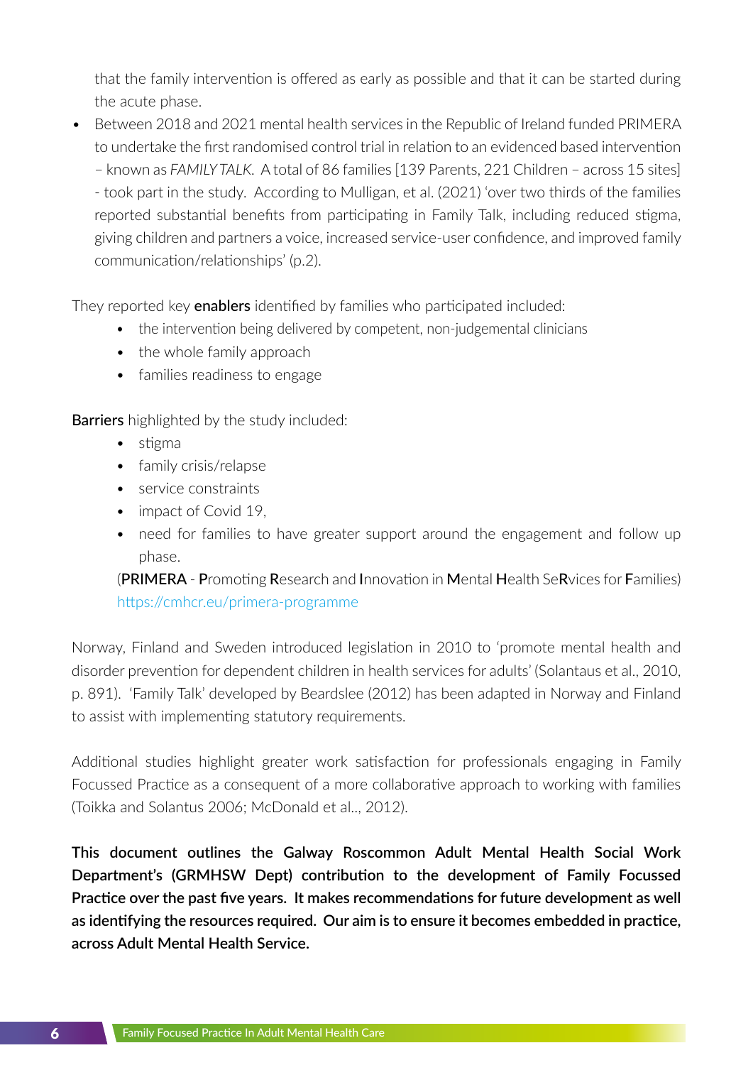that the family intervention is offered as early as possible and that it can be started during the acute phase.

- Between 2018 and 2021 mental health services in the Republic of Ireland funded PRIMERA to undertake the first randomised control trial in relation to an evidenced based intervention – known as *FAMILY TALK*. A total of 86 families [139 Parents, 221 Children – across 15 sites] - took part in the study. According to Mulligan, et al. (2021) 'over two thirds of the families reported substantial benefits from participating in Family Talk, including reduced stigma, giving children and partners a voice, increased service-user confidence, and improved family communication/relationships' (p.2).

They reported key **enablers** identified by families who participated included:

- the intervention being delivered by competent, non-judgemental clinicians
- the whole family approach
- families readiness to engage

**Barriers** highlighted by the study included:

- stigma
- family crisis/relapse
- service constraints
- impact of Covid 19,
- need for families to have greater support around the engagement and follow up phase.

(**PRIMERA** - **P**romoting **R**esearch and **I**nnovation in **M**ental **H**ealth Se**R**vices for **F**amilies) https://cmhcr.eu/primera-programme

Norway, Finland and Sweden introduced legislation in 2010 to 'promote mental health and disorder prevention for dependent children in health services for adults' (Solantaus et al., 2010, p. 891). 'Family Talk' developed by Beardslee (2012) has been adapted in Norway and Finland to assist with implementing statutory requirements.

Additional studies highlight greater work satisfaction for professionals engaging in Family Focussed Practice as a consequent of a more collaborative approach to working with families (Toikka and Solantus 2006; McDonald et al.., 2012).

**This document outlines the Galway Roscommon Adult Mental Health Social Work Department's (GRMHSW Dept) contribution to the development of Family Focussed Practice over the past five years. It makes recommendations for future development as well as identifying the resources required. Our aim is to ensure it becomes embedded in practice, across Adult Mental Health Service.**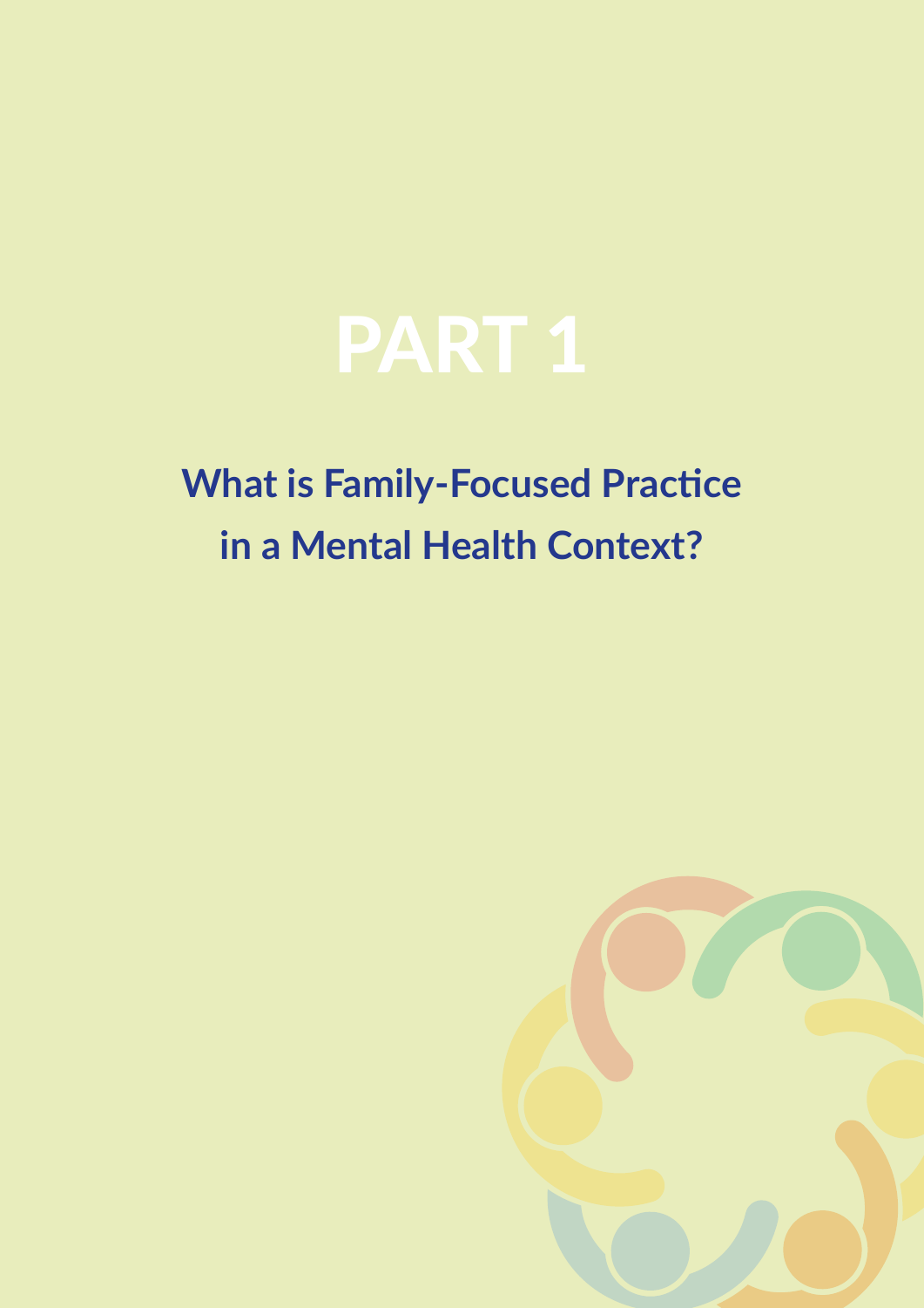# PART 1

## What is Family-Focused Practice in a Mental Health Context?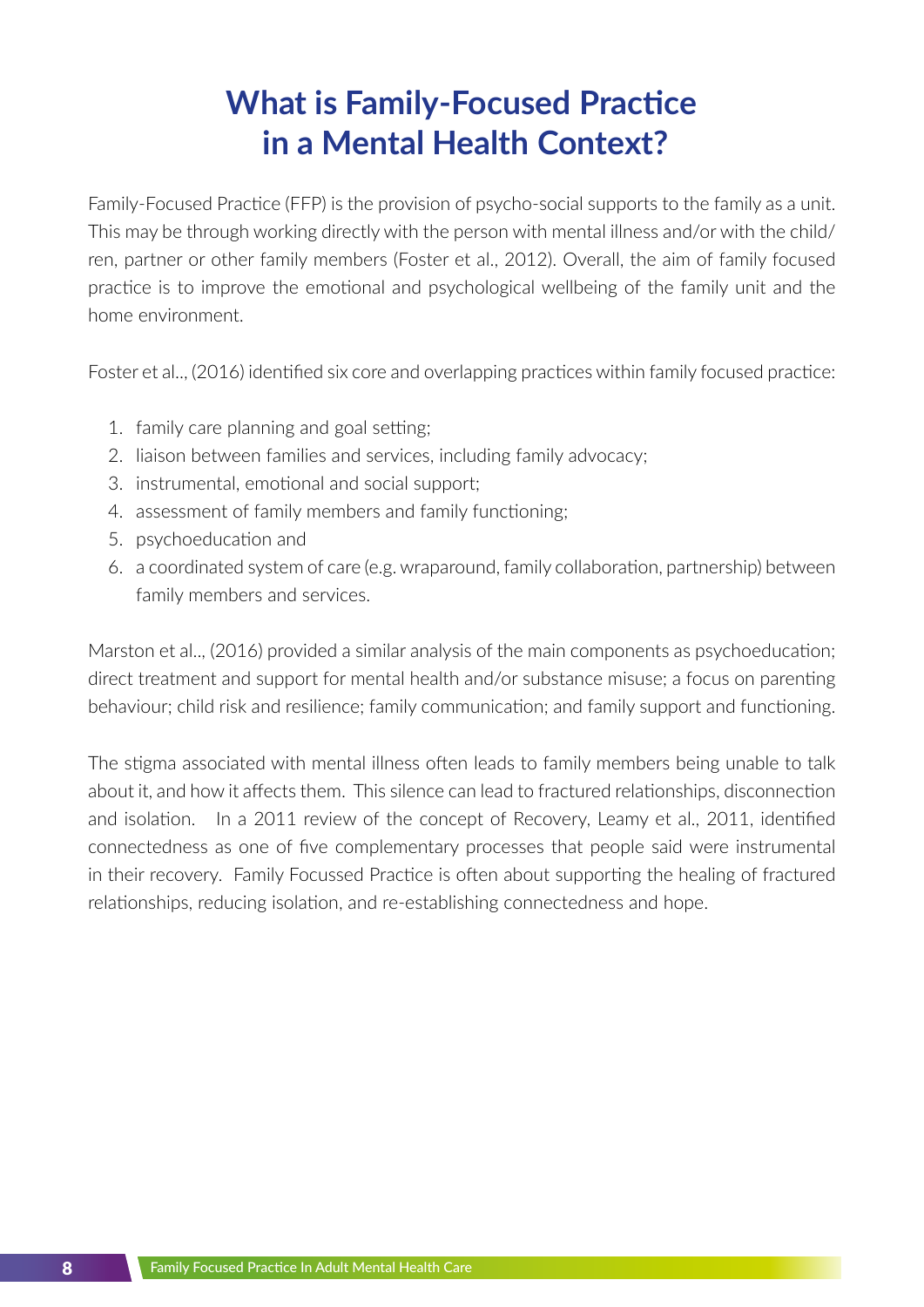# What is Family-Focused Practice in a Mental Health Context?

Family-Focused Practice (FFP) is the provision of psycho-social supports to the family as a unit. This may be through working directly with the person with mental illness and/or with the child/ren, partner or other family members (Foster et al., 2012). Overall, the aim of family focused practice is to improve the emotional and psychological wellbeing of the family unit and the home environment.

Foster et al.., (2016) identified six core and overlapping practices within family focused practice:

1. family care planning and goal setting;
2. liaison between families and services, including family advocacy;
3. instrumental, emotional and social support;
4. assessment of family members and family functioning;
5. psychoeducation and
6. a coordinated system of care (e.g. wraparound, family collaboration, partnership) between family members and services.

Marston et al.., (2016) provided a similar analysis of the main components as psychoeducation; direct treatment and support for mental health and/or substance misuse; a focus on parenting behaviour; child risk and resilience; family communication; and family support and functioning.

The stigma associated with mental illness often leads to family members being unable to talk about it, and how it affects them. This silence can lead to fractured relationships, disconnection and isolation. In a 2011 review of the concept of Recovery, Leamy et al., 2011, identified connectedness as one of five complementary processes that people said were instrumental in their recovery. Family Focussed Practice is often about supporting the healing of fractured relationships, reducing isolation, and re-establishing connectedness and hope.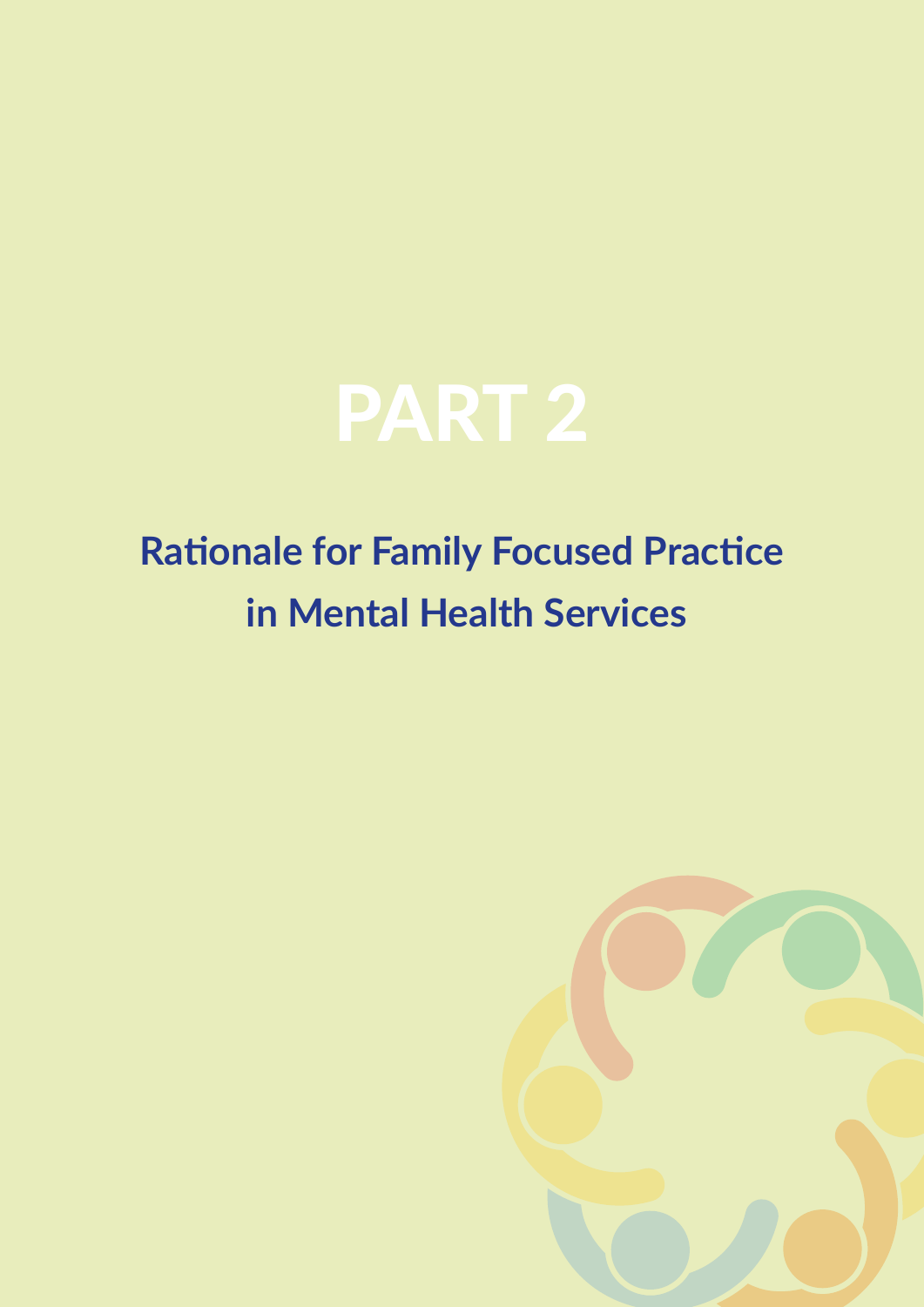# PART 2

## Rationale for Family Focused Practice in Mental Health Services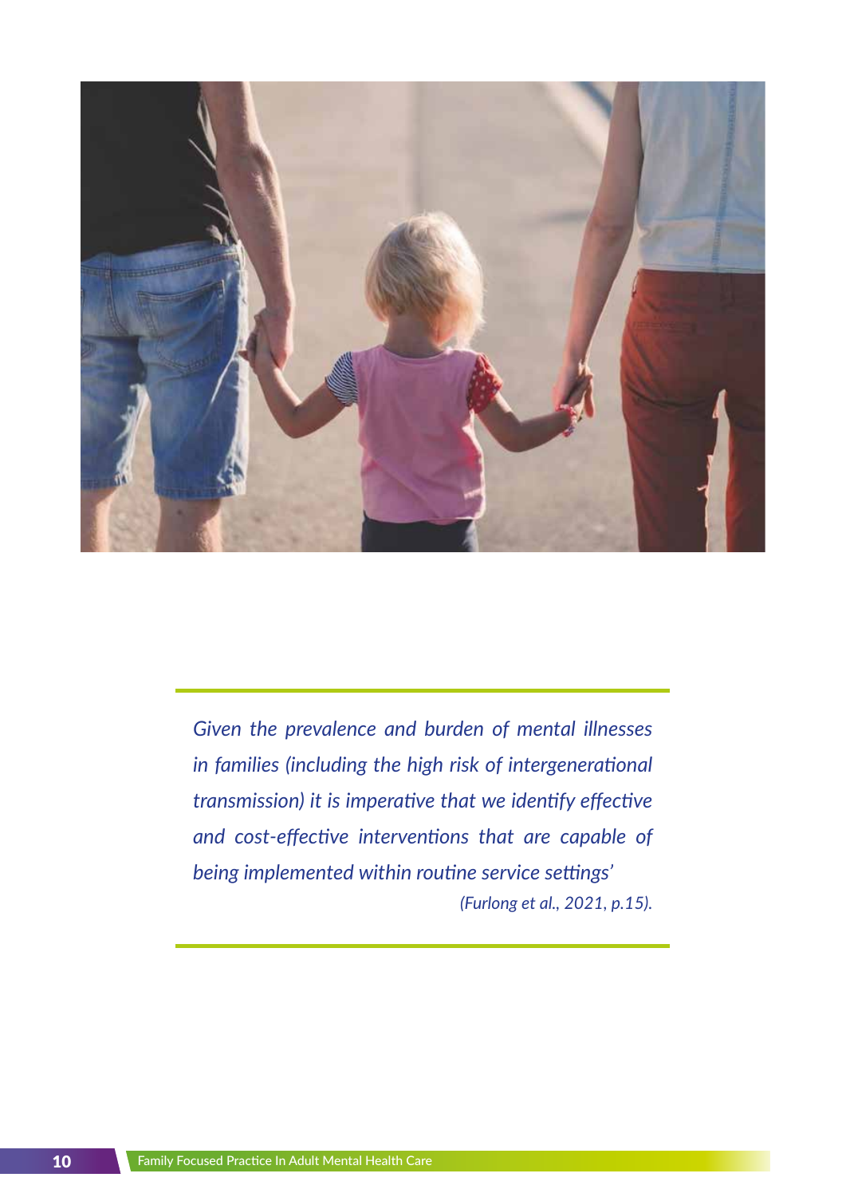*Given the prevalence and burden of mental illnesses in families (including the high risk of intergenerational transmission) it is imperative that we identify effective and cost-effective interventions that are capable of being implemented within routine service settings'*

*(Furlong et al., 2021, p.15).*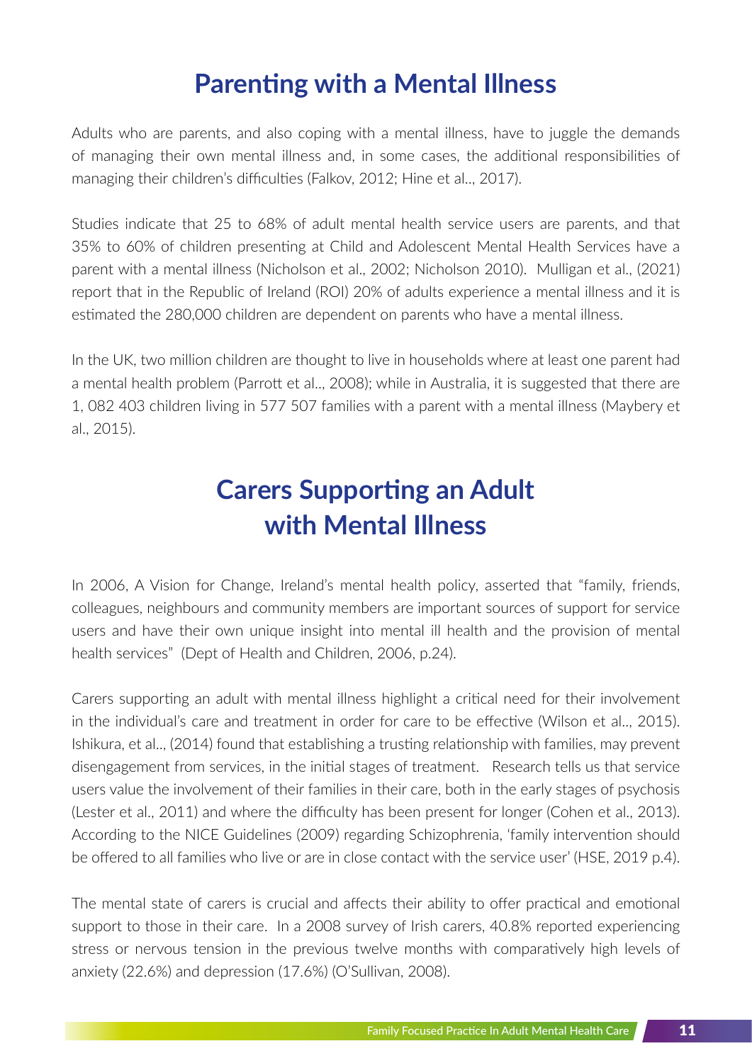# Parenting with a Mental Illness

Adults who are parents, and also coping with a mental illness, have to juggle the demands of managing their own mental illness and, in some cases, the additional responsibilities of managing their children's difficulties (Falkov, 2012; Hine et al.., 2017).

Studies indicate that 25 to 68% of adult mental health service users are parents, and that 35% to 60% of children presenting at Child and Adolescent Mental Health Services have a parent with a mental illness (Nicholson et al., 2002; Nicholson 2010). Mulligan et al., (2021) report that in the Republic of Ireland (ROI) 20% of adults experience a mental illness and it is estimated the 280,000 children are dependent on parents who have a mental illness.

In the UK, two million children are thought to live in households where at least one parent had a mental health problem (Parrott et al.., 2008); while in Australia, it is suggested that there are 1, 082 403 children living in 577 507 families with a parent with a mental illness (Maybery et al., 2015).

# Carers Supporting an Adult with Mental Illness

In 2006, A Vision for Change, Ireland's mental health policy, asserted that "family, friends, colleagues, neighbours and community members are important sources of support for service users and have their own unique insight into mental ill health and the provision of mental health services" (Dept of Health and Children, 2006, p.24).

Carers supporting an adult with mental illness highlight a critical need for their involvement in the individual's care and treatment in order for care to be effective (Wilson et al.., 2015). Ishikura, et al.., (2014) found that establishing a trusting relationship with families, may prevent disengagement from services, in the initial stages of treatment. Research tells us that service users value the involvement of their families in their care, both in the early stages of psychosis (Lester et al., 2011) and where the difficulty has been present for longer (Cohen et al., 2013). According to the NICE Guidelines (2009) regarding Schizophrenia, 'family intervention should be offered to all families who live or are in close contact with the service user' (HSE, 2019 p.4).

The mental state of carers is crucial and affects their ability to offer practical and emotional support to those in their care. In a 2008 survey of Irish carers, 40.8% reported experiencing stress or nervous tension in the previous twelve months with comparatively high levels of anxiety (22.6%) and depression (17.6%) (O'Sullivan, 2008).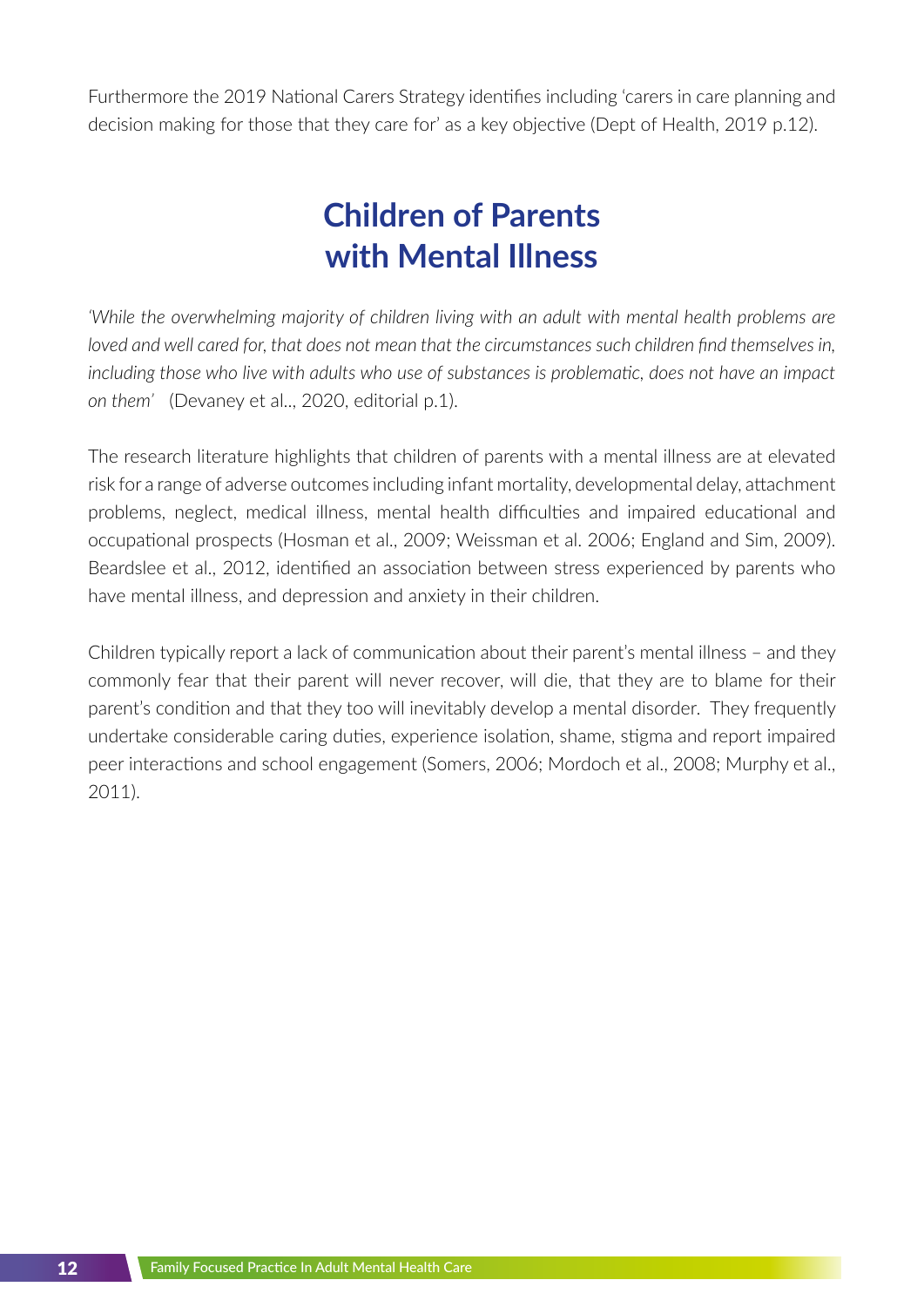Furthermore the 2019 National Carers Strategy identifies including 'carers in care planning and decision making for those that they care for' as a key objective (Dept of Health, 2019 p.12).

## Children of Parents with Mental Illness

*'While the overwhelming majority of children living with an adult with mental health problems are loved and well cared for, that does not mean that the circumstances such children find themselves in, including those who live with adults who use of substances is problematic, does not have an impact on them'* (Devaney et al.., 2020, editorial p.1).

The research literature highlights that children of parents with a mental illness are at elevated risk for a range of adverse outcomes including infant mortality, developmental delay, attachment problems, neglect, medical illness, mental health difficulties and impaired educational and occupational prospects (Hosman et al., 2009; Weissman et al. 2006; England and Sim, 2009). Beardslee et al., 2012, identified an association between stress experienced by parents who have mental illness, and depression and anxiety in their children.

Children typically report a lack of communication about their parent's mental illness – and they commonly fear that their parent will never recover, will die, that they are to blame for their parent's condition and that they too will inevitably develop a mental disorder. They frequently undertake considerable caring duties, experience isolation, shame, stigma and report impaired peer interactions and school engagement (Somers, 2006; Mordoch et al., 2008; Murphy et al., 2011).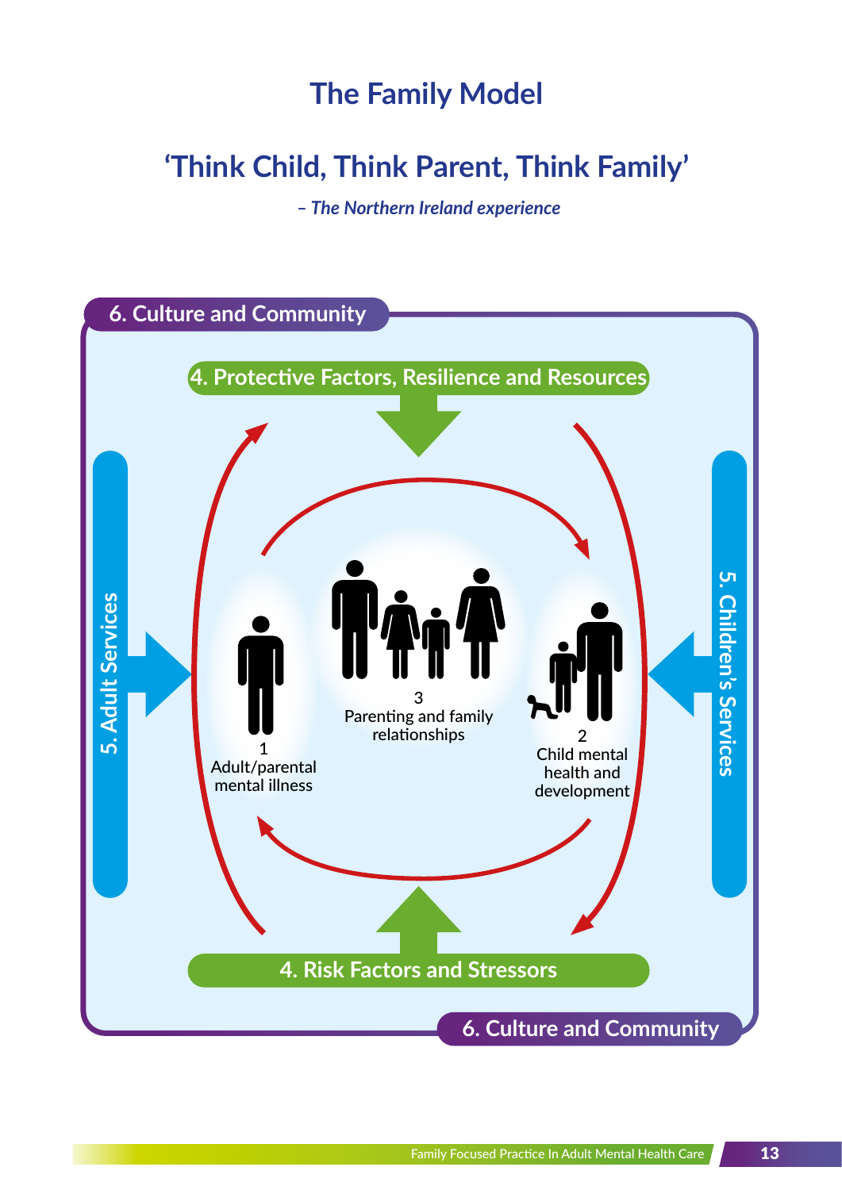# The Family Model

## 'Think Child, Think Parent, Think Family'

*– The Northern Ireland experience*

6. Culture and Community

4. Protective Factors, Resilience and Resources

5. Adult Services

5. Children's Services

1
Adult/parental mental illness

3
Parenting and family relationships

2
Child mental health and development

4. Risk Factors and Stressors

6. Culture and Community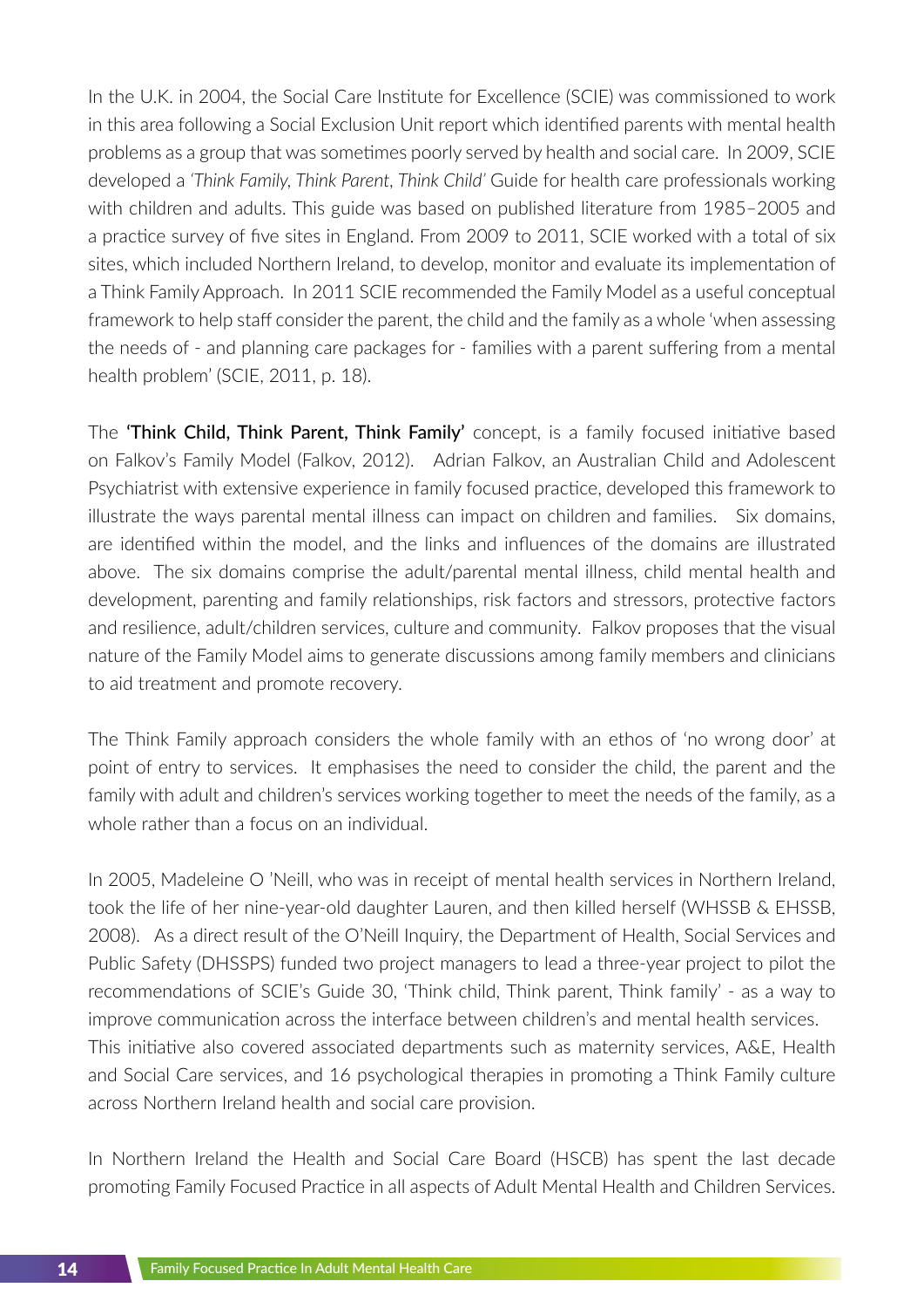In the U.K. in 2004, the Social Care Institute for Excellence (SCIE) was commissioned to work in this area following a Social Exclusion Unit report which identified parents with mental health problems as a group that was sometimes poorly served by health and social care. In 2009, SCIE developed a *'Think Family, Think Parent, Think Child'* Guide for health care professionals working with children and adults. This guide was based on published literature from 1985–2005 and a practice survey of five sites in England. From 2009 to 2011, SCIE worked with a total of six sites, which included Northern Ireland, to develop, monitor and evaluate its implementation of a Think Family Approach. In 2011 SCIE recommended the Family Model as a useful conceptual framework to help staff consider the parent, the child and the family as a whole 'when assessing the needs of - and planning care packages for - families with a parent suffering from a mental health problem' (SCIE, 2011, p. 18).

The **'Think Child, Think Parent, Think Family'** concept, is a family focused initiative based on Falkov's Family Model (Falkov, 2012). Adrian Falkov, an Australian Child and Adolescent Psychiatrist with extensive experience in family focused practice, developed this framework to illustrate the ways parental mental illness can impact on children and families. Six domains, are identified within the model, and the links and influences of the domains are illustrated above. The six domains comprise the adult/parental mental illness, child mental health and development, parenting and family relationships, risk factors and stressors, protective factors and resilience, adult/children services, culture and community. Falkov proposes that the visual nature of the Family Model aims to generate discussions among family members and clinicians to aid treatment and promote recovery.

The Think Family approach considers the whole family with an ethos of 'no wrong door' at point of entry to services. It emphasises the need to consider the child, the parent and the family with adult and children's services working together to meet the needs of the family, as a whole rather than a focus on an individual.

In 2005, Madeleine O 'Neill, who was in receipt of mental health services in Northern Ireland, took the life of her nine-year-old daughter Lauren, and then killed herself (WHSSB & EHSSB, 2008). As a direct result of the O'Neill Inquiry, the Department of Health, Social Services and Public Safety (DHSSPS) funded two project managers to lead a three-year project to pilot the recommendations of SCIE's Guide 30, 'Think child, Think parent, Think family' - as a way to improve communication across the interface between children's and mental health services. This initiative also covered associated departments such as maternity services, A&E, Health and Social Care services, and 16 psychological therapies in promoting a Think Family culture across Northern Ireland health and social care provision.

In Northern Ireland the Health and Social Care Board (HSCB) has spent the last decade promoting Family Focused Practice in all aspects of Adult Mental Health and Children Services.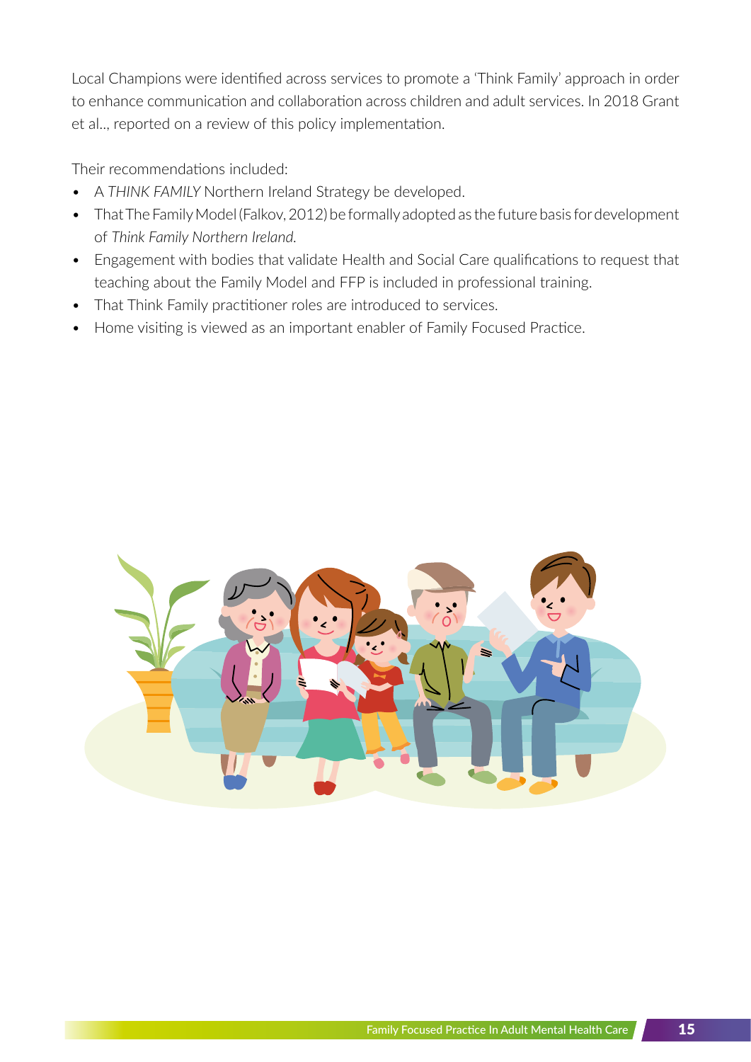Local Champions were identified across services to promote a 'Think Family' approach in order to enhance communication and collaboration across children and adult services. In 2018 Grant et al.., reported on a review of this policy implementation.

Their recommendations included:

- A *THINK FAMILY* Northern Ireland Strategy be developed.
- That The Family Model (Falkov, 2012) be formally adopted as the future basis for development of *Think Family Northern Ireland.*
- Engagement with bodies that validate Health and Social Care qualifications to request that teaching about the Family Model and FFP is included in professional training.
- That Think Family practitioner roles are introduced to services.
- Home visiting is viewed as an important enabler of Family Focused Practice.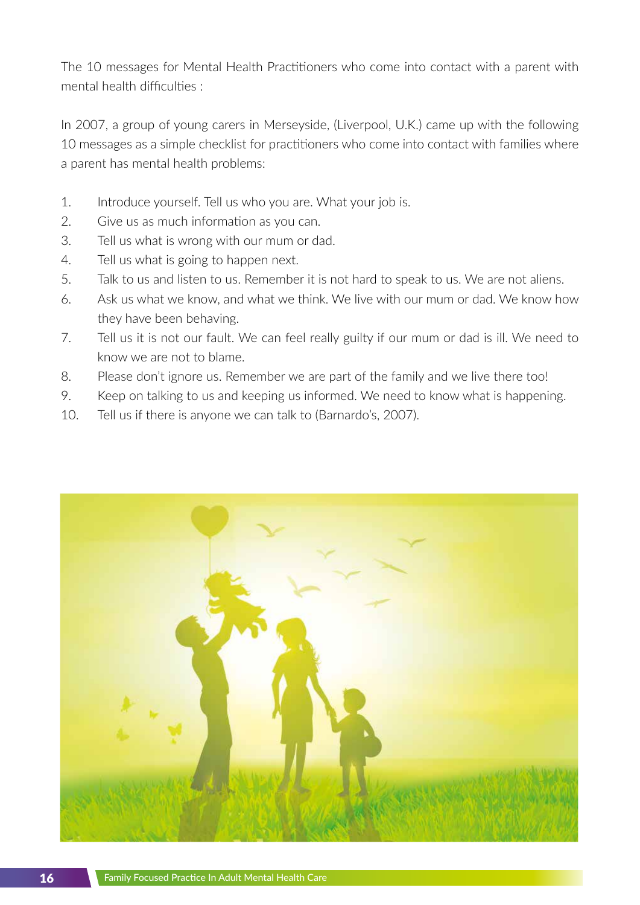The 10 messages for Mental Health Practitioners who come into contact with a parent with mental health difficulties :

In 2007, a group of young carers in Merseyside, (Liverpool, U.K.) came up with the following 10 messages as a simple checklist for practitioners who come into contact with families where a parent has mental health problems:

1. Introduce yourself. Tell us who you are. What your job is.
2. Give us as much information as you can.
3. Tell us what is wrong with our mum or dad.
4. Tell us what is going to happen next.
5. Talk to us and listen to us. Remember it is not hard to speak to us. We are not aliens.
6. Ask us what we know, and what we think. We live with our mum or dad. We know how they have been behaving.
7. Tell us it is not our fault. We can feel really guilty if our mum or dad is ill. We need to know we are not to blame.
8. Please don't ignore us. Remember we are part of the family and we live there too!
9. Keep on talking to us and keeping us informed. We need to know what is happening.
10. Tell us if there is anyone we can talk to (Barnardo's, 2007).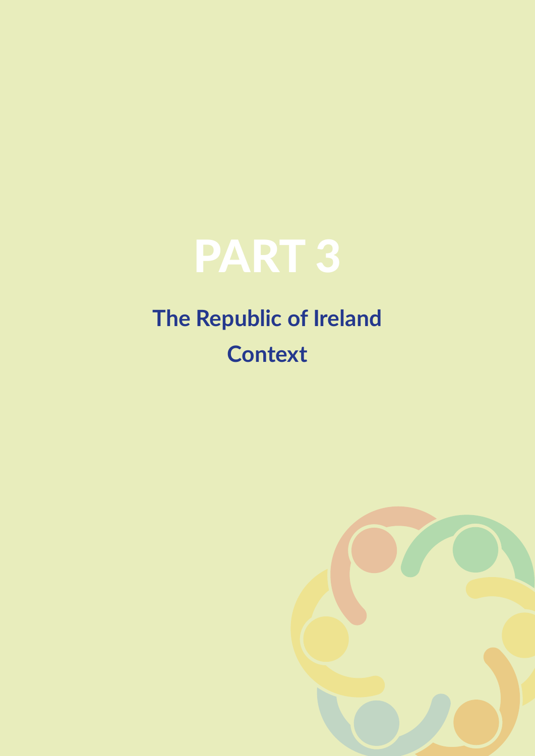# PART 3

## The Republic of Ireland Context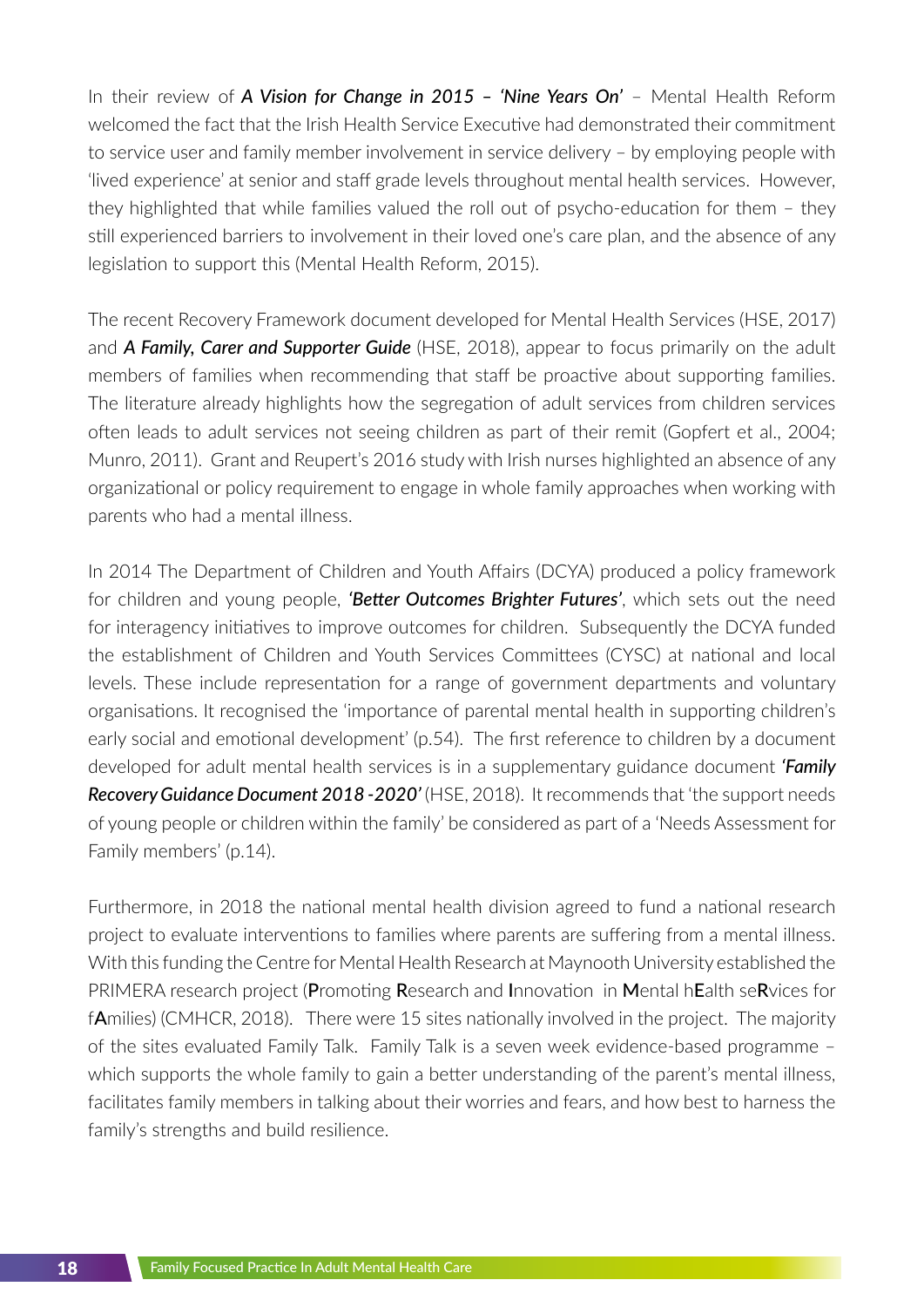In their review of ***A Vision for Change in 2015 – 'Nine Years On'*** – Mental Health Reform welcomed the fact that the Irish Health Service Executive had demonstrated their commitment to service user and family member involvement in service delivery – by employing people with 'lived experience' at senior and staff grade levels throughout mental health services. However, they highlighted that while families valued the roll out of psycho-education for them – they still experienced barriers to involvement in their loved one's care plan, and the absence of any legislation to support this (Mental Health Reform, 2015).

The recent Recovery Framework document developed for Mental Health Services (HSE, 2017) and ***A Family, Carer and Supporter Guide*** (HSE, 2018), appear to focus primarily on the adult members of families when recommending that staff be proactive about supporting families. The literature already highlights how the segregation of adult services from children services often leads to adult services not seeing children as part of their remit (Gopfert et al., 2004; Munro, 2011). Grant and Reupert's 2016 study with Irish nurses highlighted an absence of any organizational or policy requirement to engage in whole family approaches when working with parents who had a mental illness.

In 2014 The Department of Children and Youth Affairs (DCYA) produced a policy framework for children and young people, ***'Better Outcomes Brighter Futures'***, which sets out the need for interagency initiatives to improve outcomes for children. Subsequently the DCYA funded the establishment of Children and Youth Services Committees (CYSC) at national and local levels. These include representation for a range of government departments and voluntary organisations. It recognised the 'importance of parental mental health in supporting children's early social and emotional development' (p.54). The first reference to children by a document developed for adult mental health services is in a supplementary guidance document ***'Family Recovery Guidance Document 2018 -2020'*** (HSE, 2018). It recommends that 'the support needs of young people or children within the family' be considered as part of a 'Needs Assessment for Family members' (p.14).

Furthermore, in 2018 the national mental health division agreed to fund a national research project to evaluate interventions to families where parents are suffering from a mental illness. With this funding the Centre for Mental Health Research at Maynooth University established the PRIMERA research project (**P**romoting **R**esearch and **I**nnovation in **M**ental h**E**alth se**R**vices for f**A**milies) (CMHCR, 2018). There were 15 sites nationally involved in the project. The majority of the sites evaluated Family Talk. Family Talk is a seven week evidence-based programme – which supports the whole family to gain a better understanding of the parent's mental illness, facilitates family members in talking about their worries and fears, and how best to harness the family's strengths and build resilience.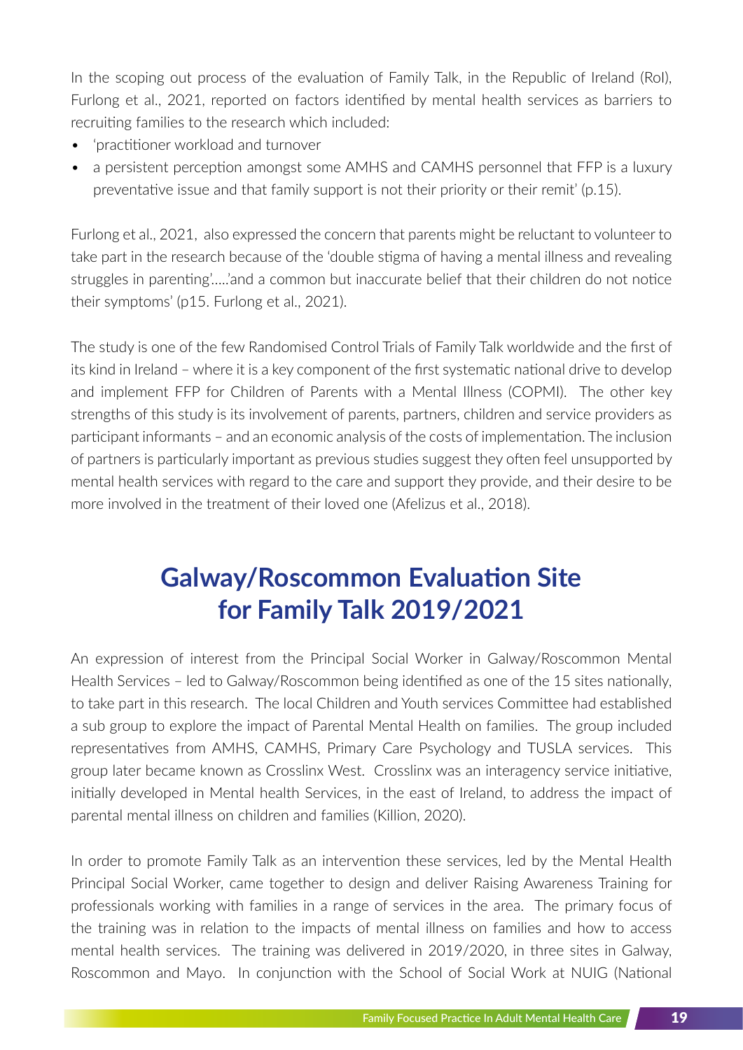In the scoping out process of the evaluation of Family Talk, in the Republic of Ireland (RoI), Furlong et al., 2021, reported on factors identified by mental health services as barriers to recruiting families to the research which included:

- 'practitioner workload and turnover
- a persistent perception amongst some AMHS and CAMHS personnel that FFP is a luxury preventative issue and that family support is not their priority or their remit' (p.15).

Furlong et al., 2021, also expressed the concern that parents might be reluctant to volunteer to take part in the research because of the 'double stigma of having a mental illness and revealing struggles in parenting'…..'and a common but inaccurate belief that their children do not notice their symptoms' (p15. Furlong et al., 2021).

The study is one of the few Randomised Control Trials of Family Talk worldwide and the first of its kind in Ireland – where it is a key component of the first systematic national drive to develop and implement FFP for Children of Parents with a Mental Illness (COPMI). The other key strengths of this study is its involvement of parents, partners, children and service providers as participant informants – and an economic analysis of the costs of implementation. The inclusion of partners is particularly important as previous studies suggest they often feel unsupported by mental health services with regard to the care and support they provide, and their desire to be more involved in the treatment of their loved one (Afelizus et al., 2018).

## Galway/Roscommon Evaluation Site for Family Talk 2019/2021

An expression of interest from the Principal Social Worker in Galway/Roscommon Mental Health Services – led to Galway/Roscommon being identified as one of the 15 sites nationally, to take part in this research. The local Children and Youth services Committee had established a sub group to explore the impact of Parental Mental Health on families. The group included representatives from AMHS, CAMHS, Primary Care Psychology and TUSLA services. This group later became known as Crosslinx West. Crosslinx was an interagency service initiative, initially developed in Mental health Services, in the east of Ireland, to address the impact of parental mental illness on children and families (Killion, 2020).

In order to promote Family Talk as an intervention these services, led by the Mental Health Principal Social Worker, came together to design and deliver Raising Awareness Training for professionals working with families in a range of services in the area. The primary focus of the training was in relation to the impacts of mental illness on families and how to access mental health services. The training was delivered in 2019/2020, in three sites in Galway, Roscommon and Mayo. In conjunction with the School of Social Work at NUIG (National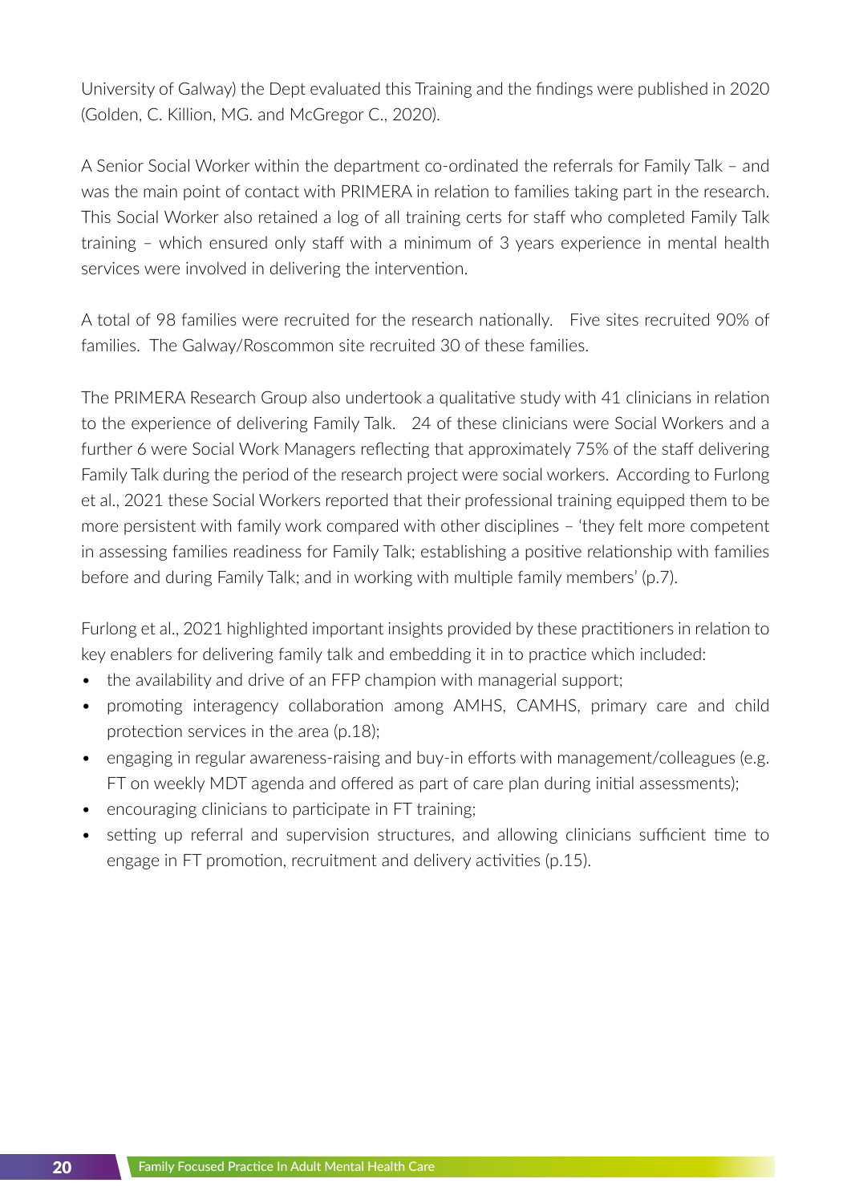University of Galway) the Dept evaluated this Training and the findings were published in 2020 (Golden, C. Killion, MG. and McGregor C., 2020).

A Senior Social Worker within the department co-ordinated the referrals for Family Talk – and was the main point of contact with PRIMERA in relation to families taking part in the research. This Social Worker also retained a log of all training certs for staff who completed Family Talk training – which ensured only staff with a minimum of 3 years experience in mental health services were involved in delivering the intervention.

A total of 98 families were recruited for the research nationally. Five sites recruited 90% of families. The Galway/Roscommon site recruited 30 of these families.

The PRIMERA Research Group also undertook a qualitative study with 41 clinicians in relation to the experience of delivering Family Talk. 24 of these clinicians were Social Workers and a further 6 were Social Work Managers reflecting that approximately 75% of the staff delivering Family Talk during the period of the research project were social workers. According to Furlong et al., 2021 these Social Workers reported that their professional training equipped them to be more persistent with family work compared with other disciplines – 'they felt more competent in assessing families readiness for Family Talk; establishing a positive relationship with families before and during Family Talk; and in working with multiple family members' (p.7).

Furlong et al., 2021 highlighted important insights provided by these practitioners in relation to key enablers for delivering family talk and embedding it in to practice which included:

- the availability and drive of an FFP champion with managerial support;
- promoting interagency collaboration among AMHS, CAMHS, primary care and child protection services in the area (p.18);
- engaging in regular awareness-raising and buy-in efforts with management/colleagues (e.g. FT on weekly MDT agenda and offered as part of care plan during initial assessments);
- encouraging clinicians to participate in FT training;
- setting up referral and supervision structures, and allowing clinicians sufficient time to engage in FT promotion, recruitment and delivery activities (p.15).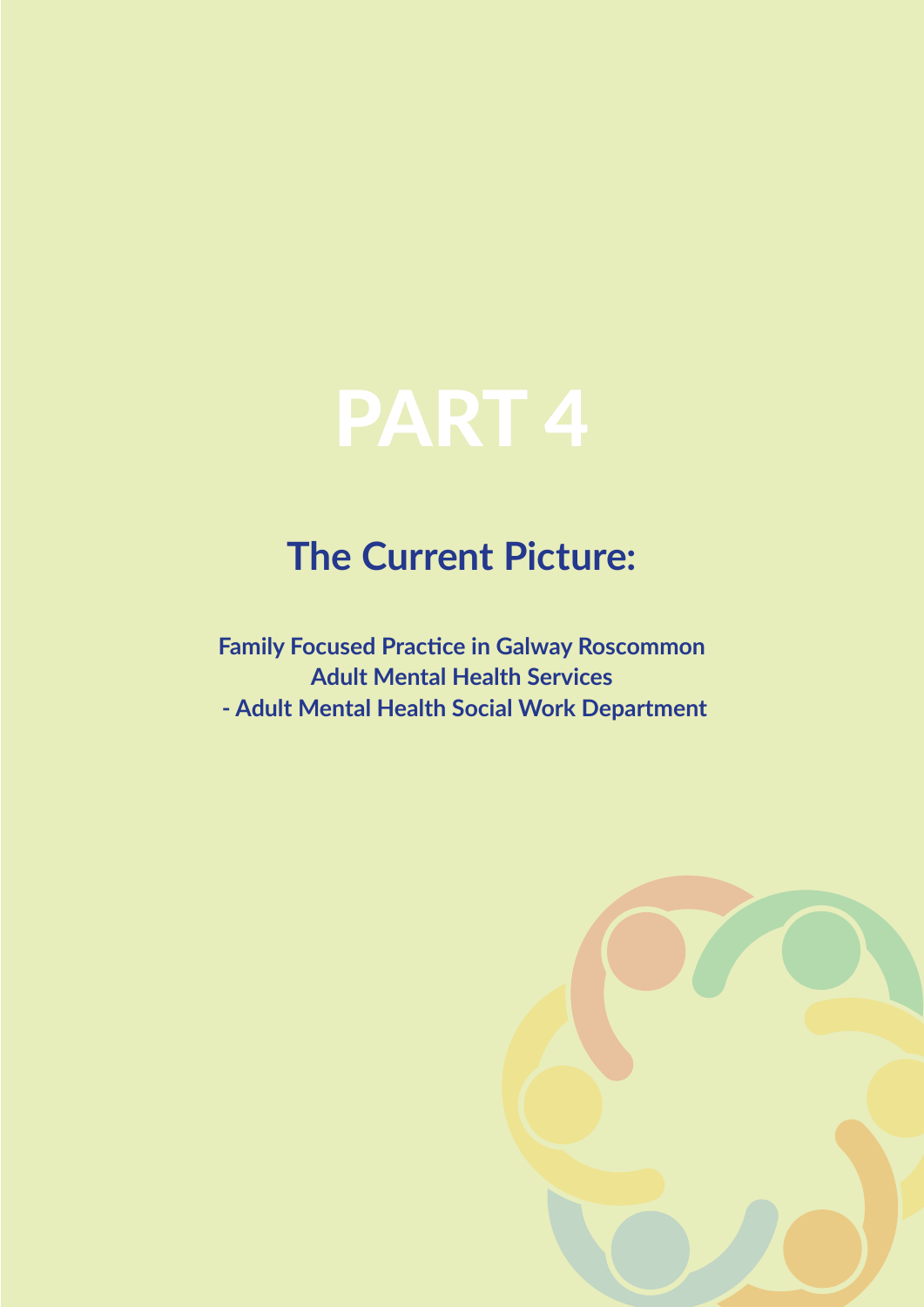# PART 4

## The Current Picture:

### Family Focused Practice in Galway Roscommon Adult Mental Health Services - Adult Mental Health Social Work Department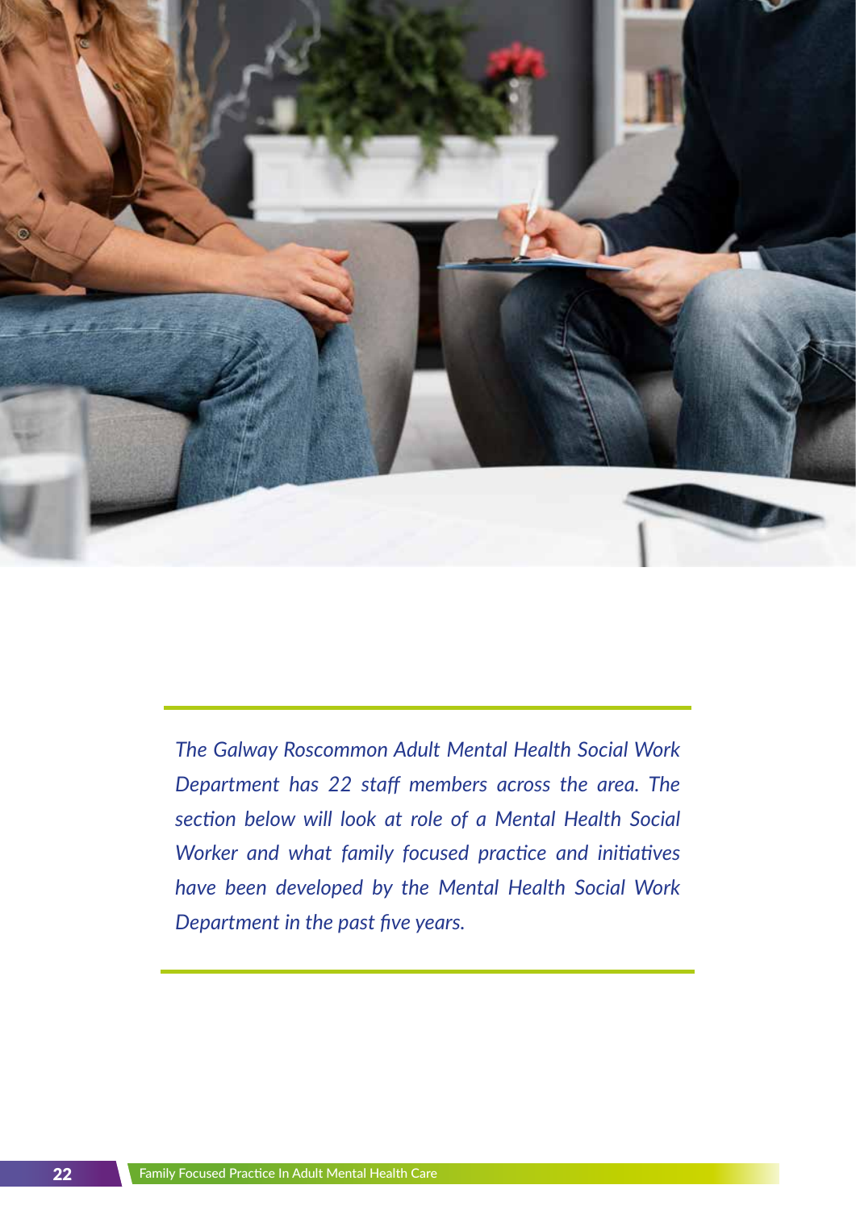*The Galway Roscommon Adult Mental Health Social Work Department has 22 staff members across the area. The section below will look at role of a Mental Health Social Worker and what family focused practice and initiatives have been developed by the Mental Health Social Work Department in the past five years.*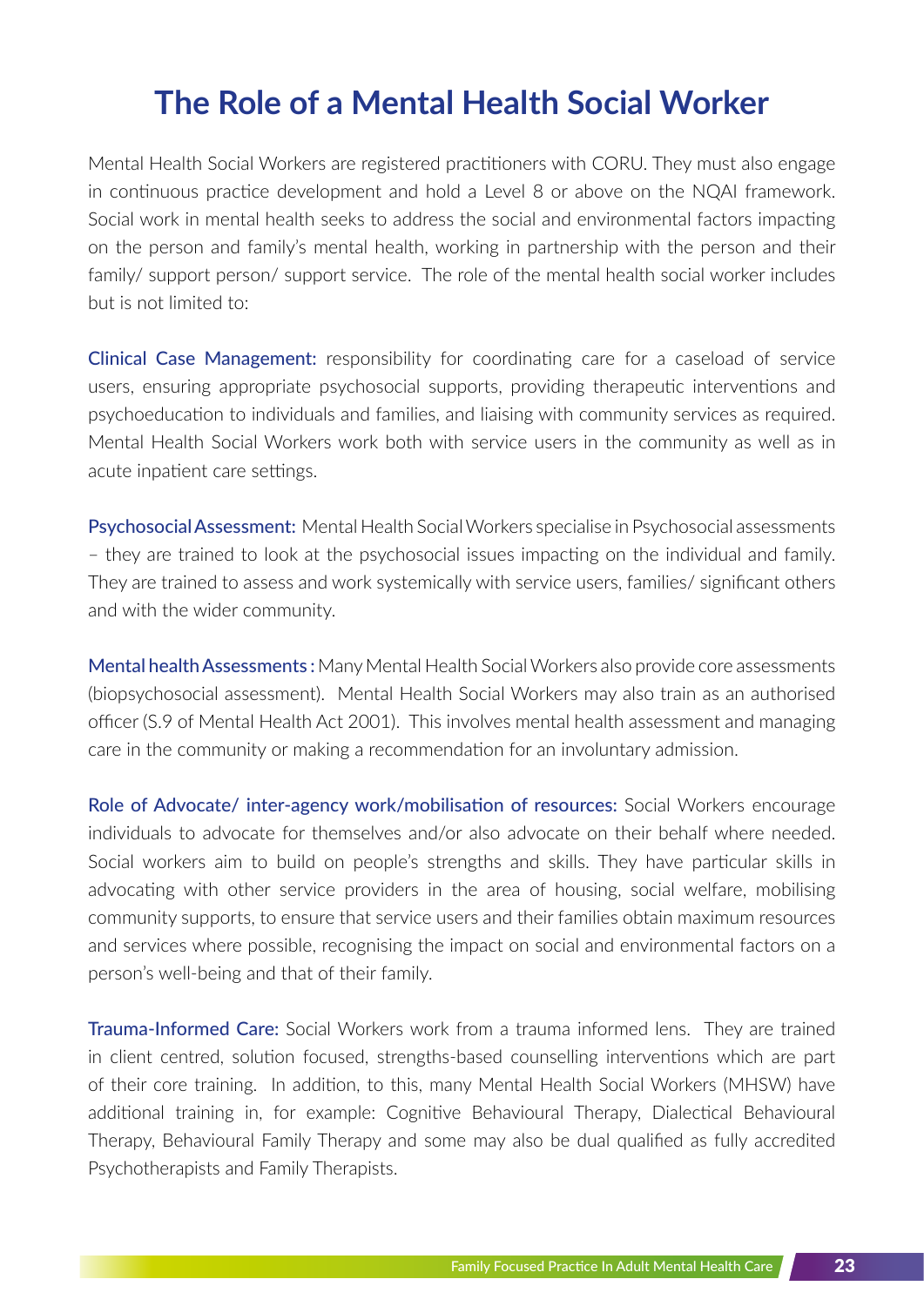# The Role of a Mental Health Social Worker

Mental Health Social Workers are registered practitioners with CORU. They must also engage in continuous practice development and hold a Level 8 or above on the NQAI framework. Social work in mental health seeks to address the social and environmental factors impacting on the person and family's mental health, working in partnership with the person and their family/ support person/ support service. The role of the mental health social worker includes but is not limited to:

**Clinical Case Management:** responsibility for coordinating care for a caseload of service users, ensuring appropriate psychosocial supports, providing therapeutic interventions and psychoeducation to individuals and families, and liaising with community services as required. Mental Health Social Workers work both with service users in the community as well as in acute inpatient care settings.

**Psychosocial Assessment:** Mental Health Social Workers specialise in Psychosocial assessments – they are trained to look at the psychosocial issues impacting on the individual and family. They are trained to assess and work systemically with service users, families/ significant others and with the wider community.

**Mental health Assessments :** Many Mental Health Social Workers also provide core assessments (biopsychosocial assessment). Mental Health Social Workers may also train as an authorised officer (S.9 of Mental Health Act 2001). This involves mental health assessment and managing care in the community or making a recommendation for an involuntary admission.

**Role of Advocate/ inter-agency work/mobilisation of resources:** Social Workers encourage individuals to advocate for themselves and/or also advocate on their behalf where needed. Social workers aim to build on people's strengths and skills. They have particular skills in advocating with other service providers in the area of housing, social welfare, mobilising community supports, to ensure that service users and their families obtain maximum resources and services where possible, recognising the impact on social and environmental factors on a person's well-being and that of their family.

**Trauma-Informed Care:** Social Workers work from a trauma informed lens. They are trained in client centred, solution focused, strengths-based counselling interventions which are part of their core training. In addition, to this, many Mental Health Social Workers (MHSW) have additional training in, for example: Cognitive Behavioural Therapy, Dialectical Behavioural Therapy, Behavioural Family Therapy and some may also be dual qualified as fully accredited Psychotherapists and Family Therapists.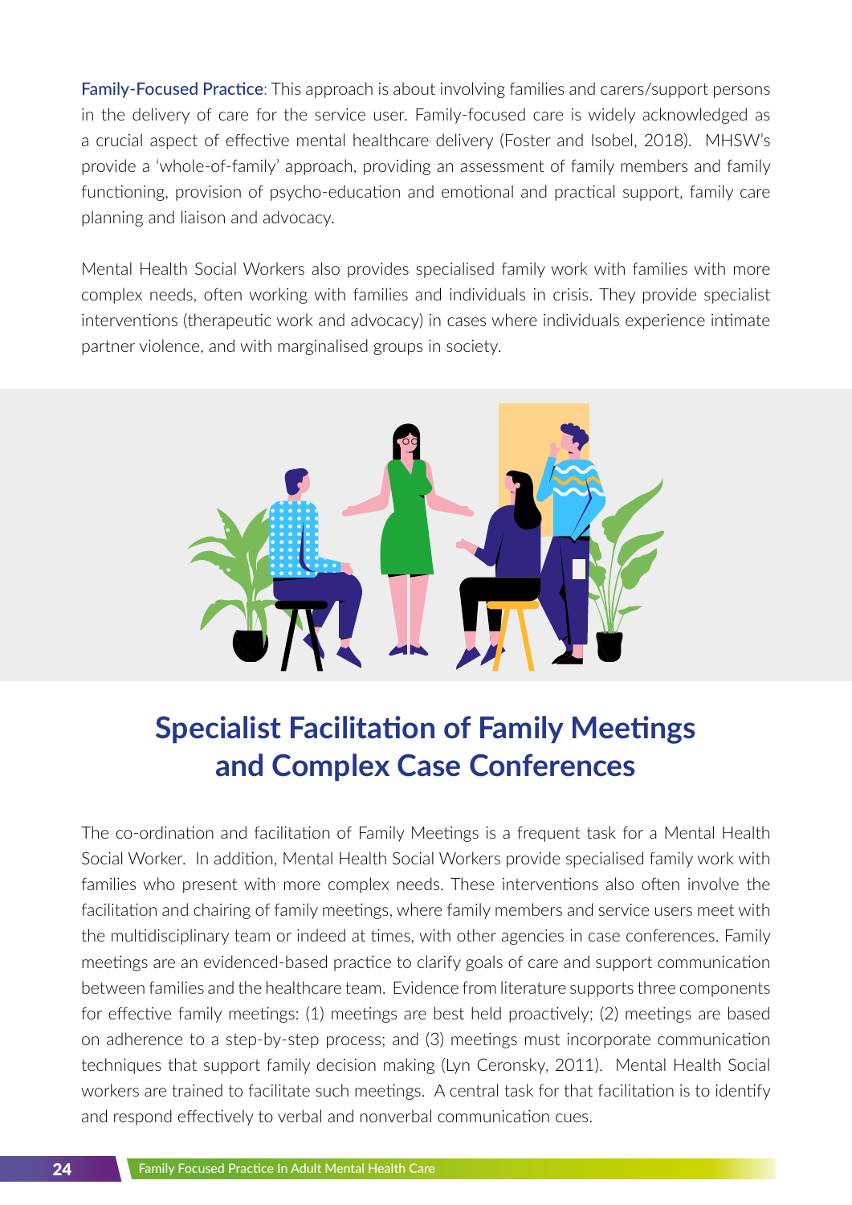**Family-Focused Practice**: This approach is about involving families and carers/support persons in the delivery of care for the service user. Family-focused care is widely acknowledged as a crucial aspect of effective mental healthcare delivery (Foster and Isobel, 2018). MHSW's provide a 'whole-of-family' approach, providing an assessment of family members and family functioning, provision of psycho-education and emotional and practical support, family care planning and liaison and advocacy.

Mental Health Social Workers also provides specialised family work with families with more complex needs, often working with families and individuals in crisis. They provide specialist interventions (therapeutic work and advocacy) in cases where individuals experience intimate partner violence, and with marginalised groups in society.

## Specialist Facilitation of Family Meetings and Complex Case Conferences

The co-ordination and facilitation of Family Meetings is a frequent task for a Mental Health Social Worker. In addition, Mental Health Social Workers provide specialised family work with families who present with more complex needs. These interventions also often involve the facilitation and chairing of family meetings, where family members and service users meet with the multidisciplinary team or indeed at times, with other agencies in case conferences. Family meetings are an evidenced-based practice to clarify goals of care and support communication between families and the healthcare team. Evidence from literature supports three components for effective family meetings: (1) meetings are best held proactively; (2) meetings are based on adherence to a step-by-step process; and (3) meetings must incorporate communication techniques that support family decision making (Lyn Ceronsky, 2011). Mental Health Social workers are trained to facilitate such meetings. A central task for that facilitation is to identify and respond effectively to verbal and nonverbal communication cues.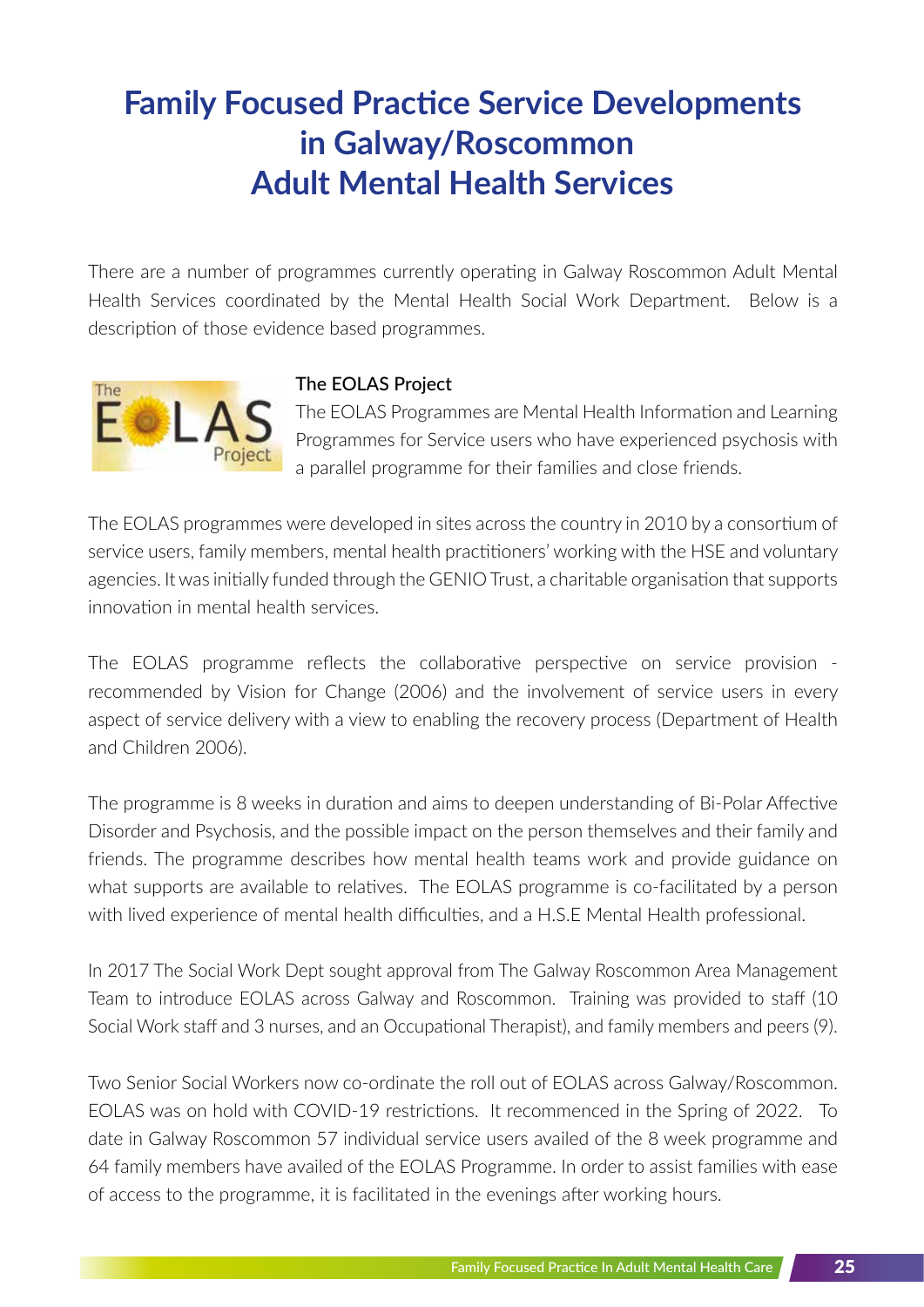# Family Focused Practice Service Developments in Galway/Roscommon Adult Mental Health Services

There are a number of programmes currently operating in Galway Roscommon Adult Mental Health Services coordinated by the Mental Health Social Work Department. Below is a description of those evidence based programmes.

### The EOLAS Project

The EOLAS Programmes are Mental Health Information and Learning Programmes for Service users who have experienced psychosis with a parallel programme for their families and close friends.

The EOLAS programmes were developed in sites across the country in 2010 by a consortium of service users, family members, mental health practitioners' working with the HSE and voluntary agencies. It was initially funded through the GENIO Trust, a charitable organisation that supports innovation in mental health services.

The EOLAS programme reflects the collaborative perspective on service provision - recommended by Vision for Change (2006) and the involvement of service users in every aspect of service delivery with a view to enabling the recovery process (Department of Health and Children 2006).

The programme is 8 weeks in duration and aims to deepen understanding of Bi-Polar Affective Disorder and Psychosis, and the possible impact on the person themselves and their family and friends. The programme describes how mental health teams work and provide guidance on what supports are available to relatives. The EOLAS programme is co-facilitated by a person with lived experience of mental health difficulties, and a H.S.E Mental Health professional.

In 2017 The Social Work Dept sought approval from The Galway Roscommon Area Management Team to introduce EOLAS across Galway and Roscommon. Training was provided to staff (10 Social Work staff and 3 nurses, and an Occupational Therapist), and family members and peers (9).

Two Senior Social Workers now co-ordinate the roll out of EOLAS across Galway/Roscommon. EOLAS was on hold with COVID-19 restrictions. It recommenced in the Spring of 2022. To date in Galway Roscommon 57 individual service users availed of the 8 week programme and 64 family members have availed of the EOLAS Programme. In order to assist families with ease of access to the programme, it is facilitated in the evenings after working hours.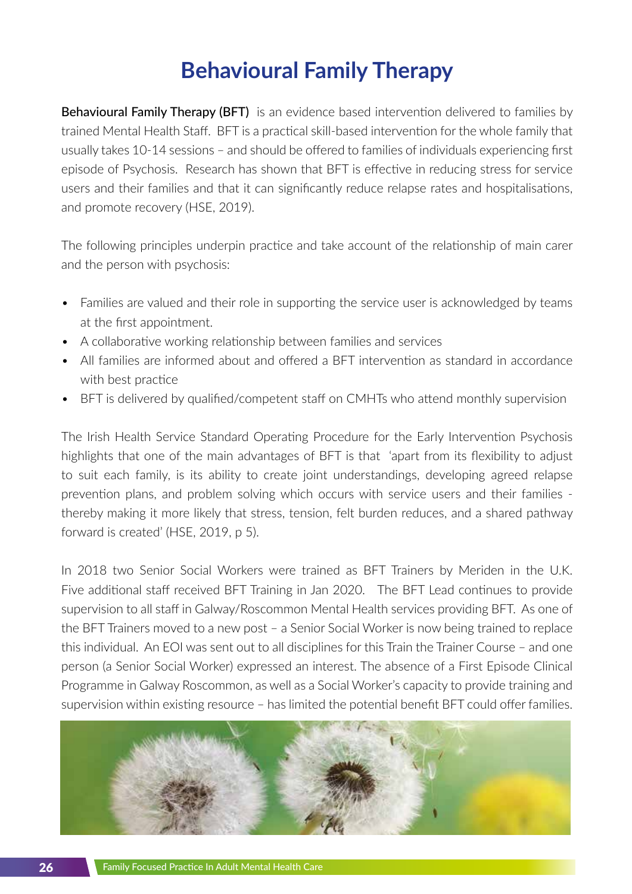# Behavioural Family Therapy

**Behavioural Family Therapy (BFT)** is an evidence based intervention delivered to families by trained Mental Health Staff. BFT is a practical skill-based intervention for the whole family that usually takes 10-14 sessions – and should be offered to families of individuals experiencing first episode of Psychosis. Research has shown that BFT is effective in reducing stress for service users and their families and that it can significantly reduce relapse rates and hospitalisations, and promote recovery (HSE, 2019).

The following principles underpin practice and take account of the relationship of main carer and the person with psychosis:

- Families are valued and their role in supporting the service user is acknowledged by teams at the first appointment.
- A collaborative working relationship between families and services
- All families are informed about and offered a BFT intervention as standard in accordance with best practice
- BFT is delivered by qualified/competent staff on CMHTs who attend monthly supervision

The Irish Health Service Standard Operating Procedure for the Early Intervention Psychosis highlights that one of the main advantages of BFT is that 'apart from its flexibility to adjust to suit each family, is its ability to create joint understandings, developing agreed relapse prevention plans, and problem solving which occurs with service users and their families - thereby making it more likely that stress, tension, felt burden reduces, and a shared pathway forward is created' (HSE, 2019, p 5).

In 2018 two Senior Social Workers were trained as BFT Trainers by Meriden in the U.K. Five additional staff received BFT Training in Jan 2020. The BFT Lead continues to provide supervision to all staff in Galway/Roscommon Mental Health services providing BFT. As one of the BFT Trainers moved to a new post – a Senior Social Worker is now being trained to replace this individual. An EOI was sent out to all disciplines for this Train the Trainer Course – and one person (a Senior Social Worker) expressed an interest. The absence of a First Episode Clinical Programme in Galway Roscommon, as well as a Social Worker's capacity to provide training and supervision within existing resource – has limited the potential benefit BFT could offer families.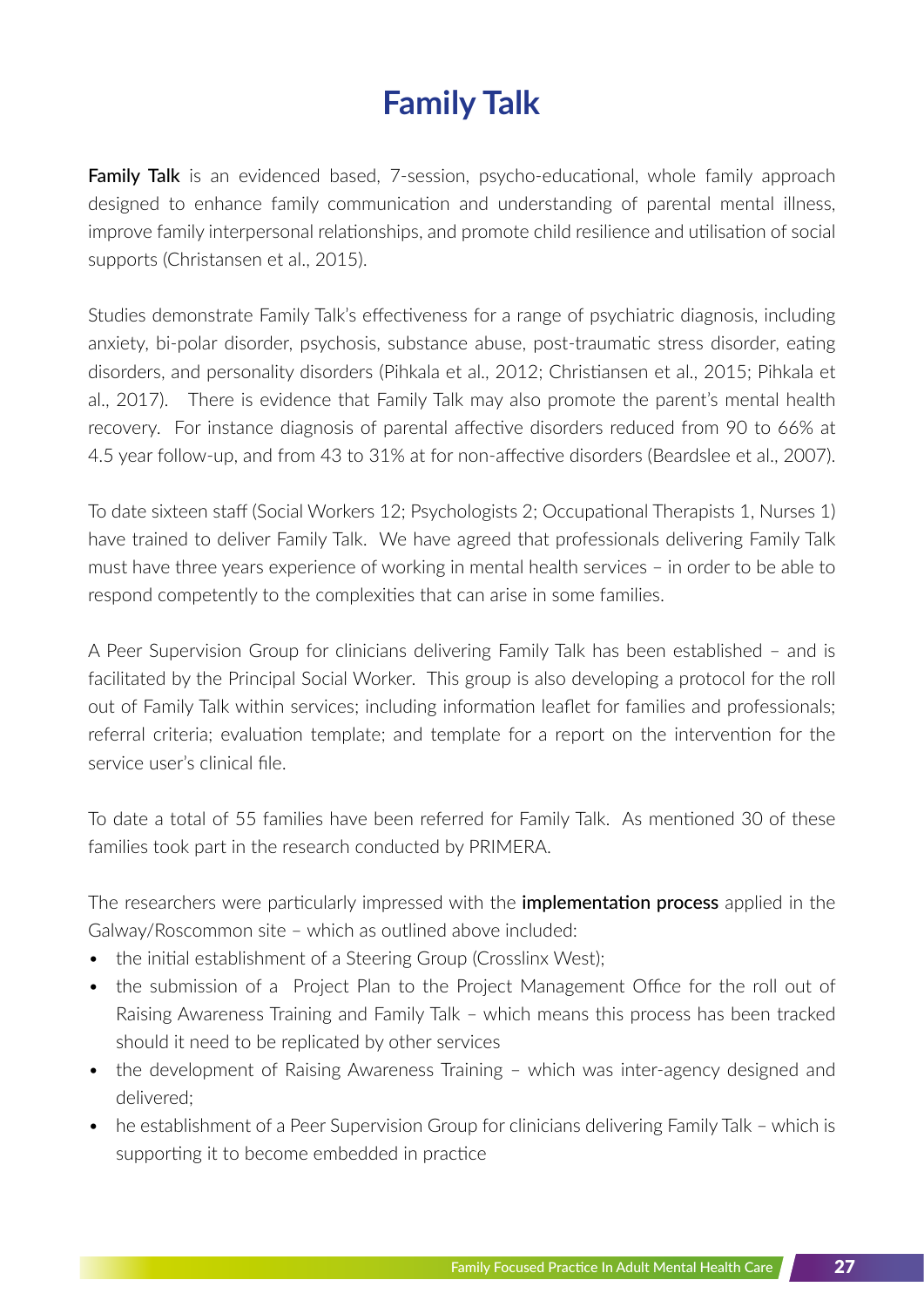# Family Talk

**Family Talk** is an evidenced based, 7-session, psycho-educational, whole family approach designed to enhance family communication and understanding of parental mental illness, improve family interpersonal relationships, and promote child resilience and utilisation of social supports (Christansen et al., 2015).

Studies demonstrate Family Talk's effectiveness for a range of psychiatric diagnosis, including anxiety, bi-polar disorder, psychosis, substance abuse, post-traumatic stress disorder, eating disorders, and personality disorders (Pihkala et al., 2012; Christiansen et al., 2015; Pihkala et al., 2017). There is evidence that Family Talk may also promote the parent's mental health recovery. For instance diagnosis of parental affective disorders reduced from 90 to 66% at 4.5 year follow-up, and from 43 to 31% at for non-affective disorders (Beardslee et al., 2007).

To date sixteen staff (Social Workers 12; Psychologists 2; Occupational Therapists 1, Nurses 1) have trained to deliver Family Talk. We have agreed that professionals delivering Family Talk must have three years experience of working in mental health services – in order to be able to respond competently to the complexities that can arise in some families.

A Peer Supervision Group for clinicians delivering Family Talk has been established – and is facilitated by the Principal Social Worker. This group is also developing a protocol for the roll out of Family Talk within services; including information leaflet for families and professionals; referral criteria; evaluation template; and template for a report on the intervention for the service user's clinical file.

To date a total of 55 families have been referred for Family Talk. As mentioned 30 of these families took part in the research conducted by PRIMERA.

The researchers were particularly impressed with the **implementation process** applied in the Galway/Roscommon site – which as outlined above included:

- the initial establishment of a Steering Group (Crosslinx West);
- the submission of a Project Plan to the Project Management Office for the roll out of Raising Awareness Training and Family Talk – which means this process has been tracked should it need to be replicated by other services
- the development of Raising Awareness Training – which was inter-agency designed and delivered;
- he establishment of a Peer Supervision Group for clinicians delivering Family Talk – which is supporting it to become embedded in practice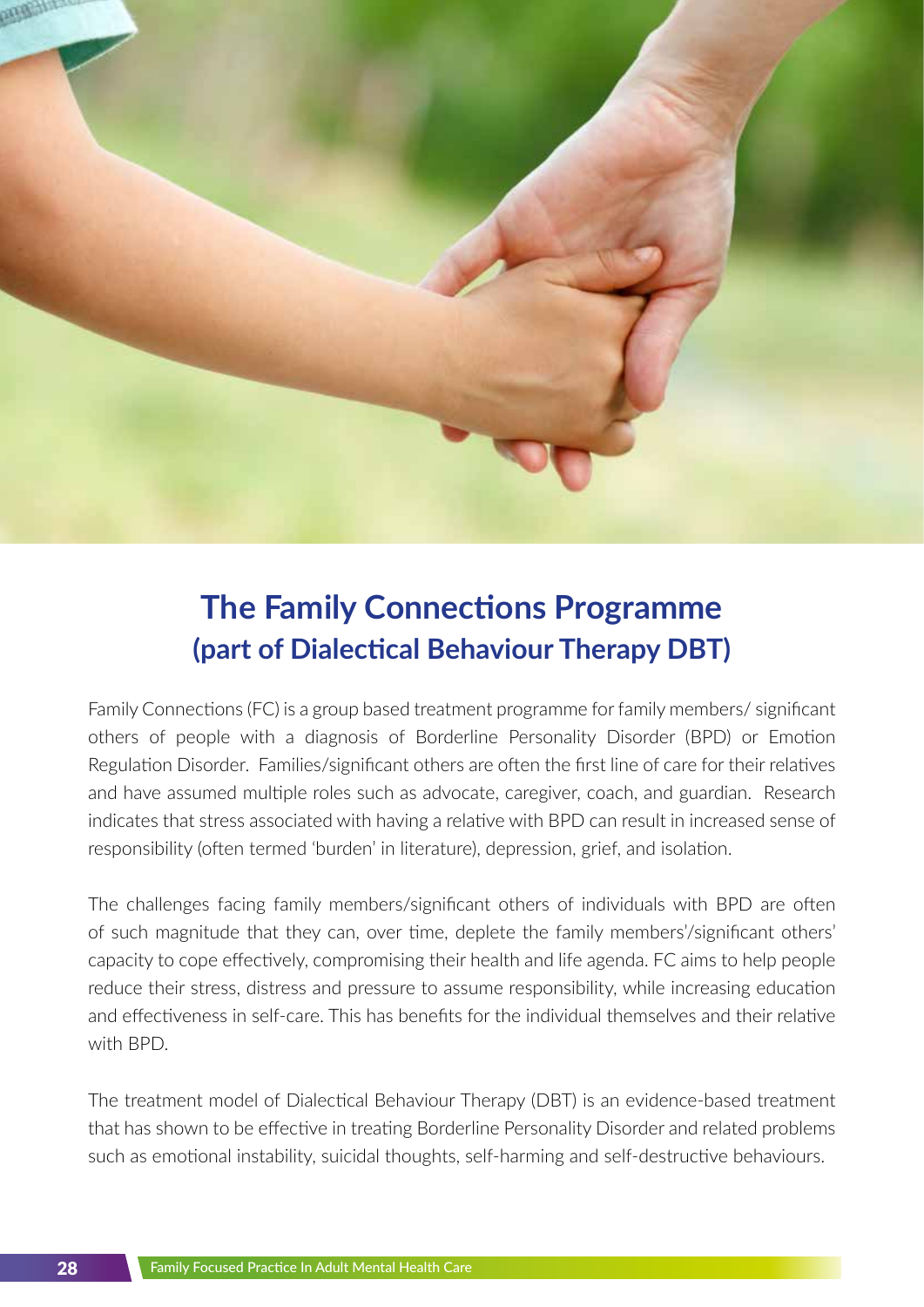# The Family Connections Programme
## (part of Dialectical Behaviour Therapy DBT)

Family Connections (FC) is a group based treatment programme for family members/ significant others of people with a diagnosis of Borderline Personality Disorder (BPD) or Emotion Regulation Disorder. Families/significant others are often the first line of care for their relatives and have assumed multiple roles such as advocate, caregiver, coach, and guardian. Research indicates that stress associated with having a relative with BPD can result in increased sense of responsibility (often termed 'burden' in literature), depression, grief, and isolation.

The challenges facing family members/significant others of individuals with BPD are often of such magnitude that they can, over time, deplete the family members'/significant others' capacity to cope effectively, compromising their health and life agenda. FC aims to help people reduce their stress, distress and pressure to assume responsibility, while increasing education and effectiveness in self-care. This has benefits for the individual themselves and their relative with BPD.

The treatment model of Dialectical Behaviour Therapy (DBT) is an evidence-based treatment that has shown to be effective in treating Borderline Personality Disorder and related problems such as emotional instability, suicidal thoughts, self-harming and self-destructive behaviours.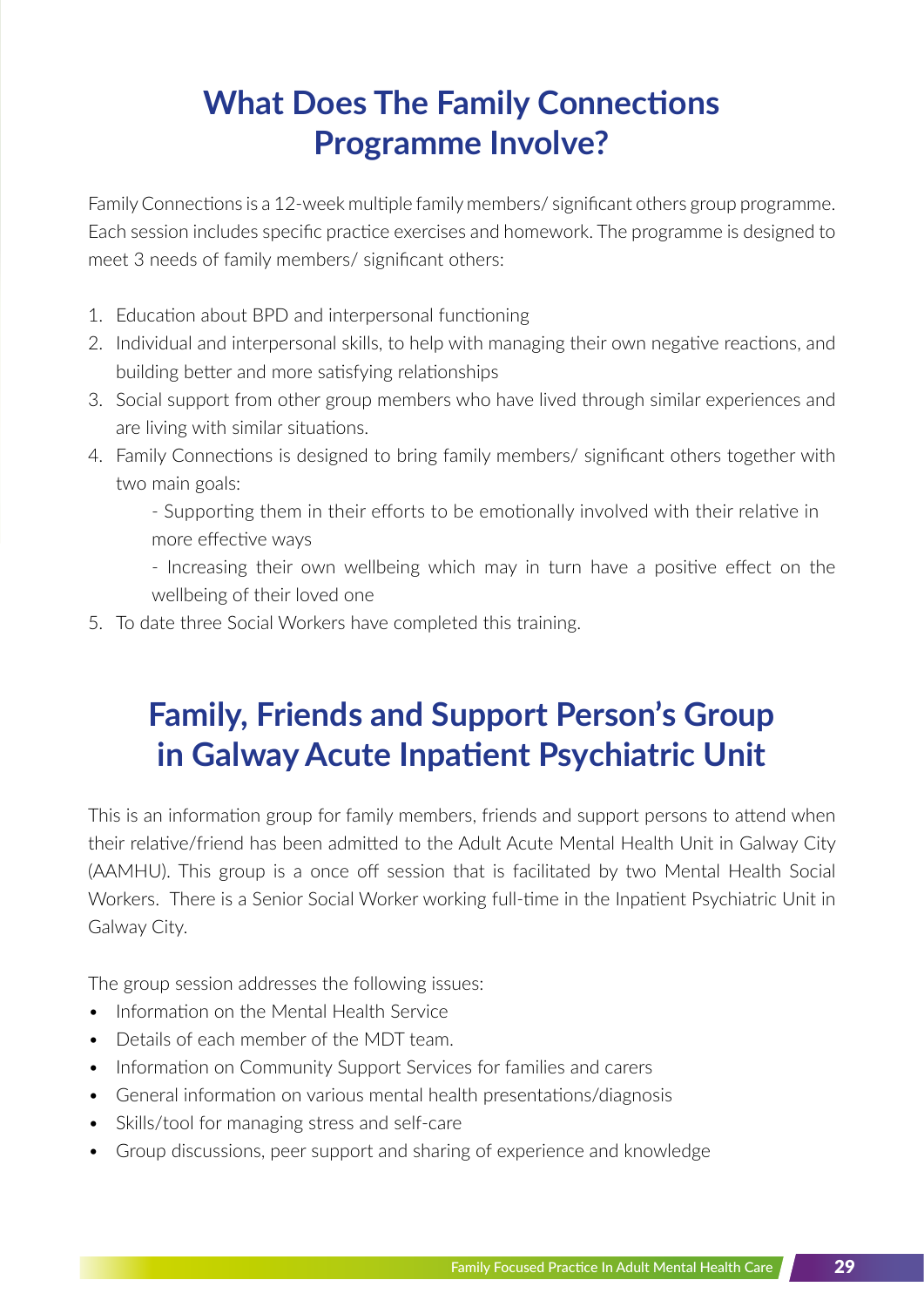## What Does The Family Connections Programme Involve?

Family Connections is a 12-week multiple family members/ significant others group programme. Each session includes specific practice exercises and homework. The programme is designed to meet 3 needs of family members/ significant others:

1. Education about BPD and interpersonal functioning
2. Individual and interpersonal skills, to help with managing their own negative reactions, and building better and more satisfying relationships
3. Social support from other group members who have lived through similar experiences and are living with similar situations.
4. Family Connections is designed to bring family members/ significant others together with two main goals:
   - Supporting them in their efforts to be emotionally involved with their relative in more effective ways
   - Increasing their own wellbeing which may in turn have a positive effect on the wellbeing of their loved one
5. To date three Social Workers have completed this training.

## Family, Friends and Support Person's Group in Galway Acute Inpatient Psychiatric Unit

This is an information group for family members, friends and support persons to attend when their relative/friend has been admitted to the Adult Acute Mental Health Unit in Galway City (AAMHU). This group is a once off session that is facilitated by two Mental Health Social Workers. There is a Senior Social Worker working full-time in the Inpatient Psychiatric Unit in Galway City.

The group session addresses the following issues:

- Information on the Mental Health Service
- Details of each member of the MDT team.
- Information on Community Support Services for families and carers
- General information on various mental health presentations/diagnosis
- Skills/tool for managing stress and self-care
- Group discussions, peer support and sharing of experience and knowledge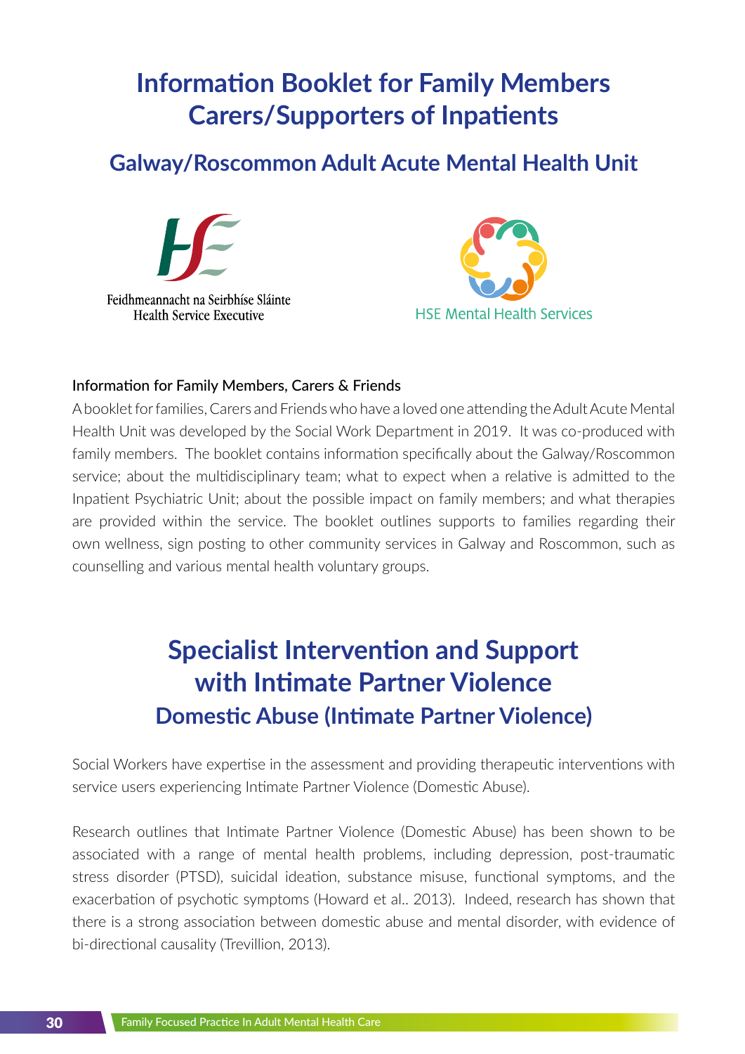# Information Booklet for Family Members Carers/Supporters of Inpatients

## Galway/Roscommon Adult Acute Mental Health Unit

Feidhmeannacht na Seirbhíse Sláinte
Health Service Executive

HSE Mental Health Services

### Information for Family Members, Carers & Friends

A booklet for families, Carers and Friends who have a loved one attending the Adult Acute Mental Health Unit was developed by the Social Work Department in 2019. It was co-produced with family members. The booklet contains information specifically about the Galway/Roscommon service; about the multidisciplinary team; what to expect when a relative is admitted to the Inpatient Psychiatric Unit; about the possible impact on family members; and what therapies are provided within the service. The booklet outlines supports to families regarding their own wellness, sign posting to other community services in Galway and Roscommon, such as counselling and various mental health voluntary groups.

# Specialist Intervention and Support with Intimate Partner Violence

## Domestic Abuse (Intimate Partner Violence)

Social Workers have expertise in the assessment and providing therapeutic interventions with service users experiencing Intimate Partner Violence (Domestic Abuse).

Research outlines that Intimate Partner Violence (Domestic Abuse) has been shown to be associated with a range of mental health problems, including depression, post-traumatic stress disorder (PTSD), suicidal ideation, substance misuse, functional symptoms, and the exacerbation of psychotic symptoms (Howard et al.. 2013). Indeed, research has shown that there is a strong association between domestic abuse and mental disorder, with evidence of bi-directional causality (Trevillion, 2013).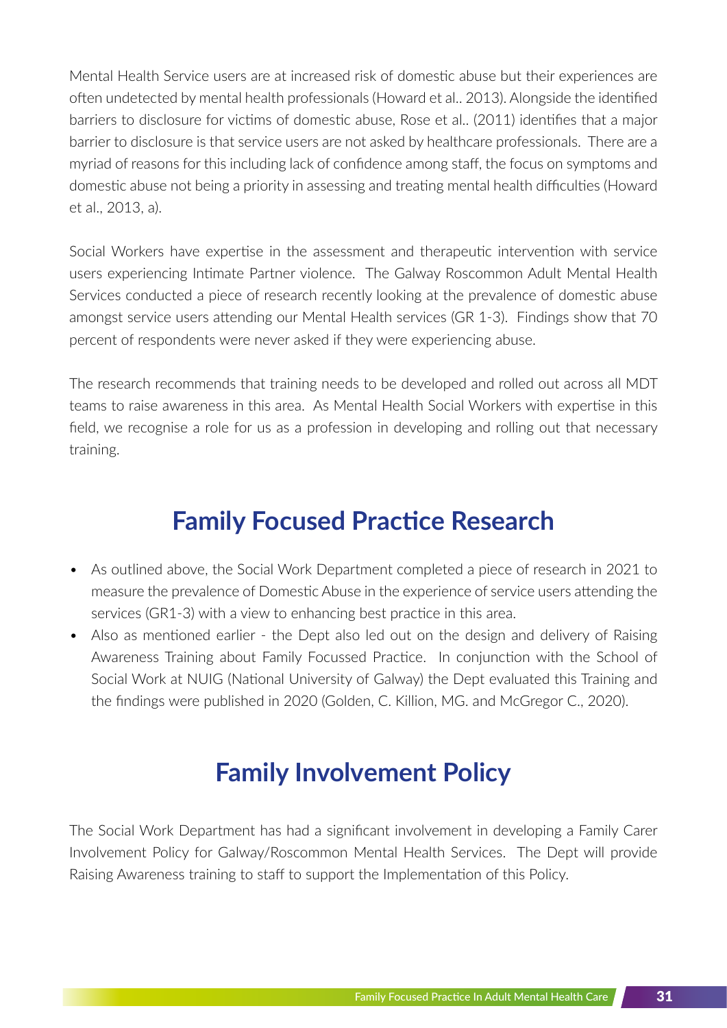Mental Health Service users are at increased risk of domestic abuse but their experiences are often undetected by mental health professionals (Howard et al.. 2013). Alongside the identified barriers to disclosure for victims of domestic abuse, Rose et al.. (2011) identifies that a major barrier to disclosure is that service users are not asked by healthcare professionals. There are a myriad of reasons for this including lack of confidence among staff, the focus on symptoms and domestic abuse not being a priority in assessing and treating mental health difficulties (Howard et al., 2013, a).

Social Workers have expertise in the assessment and therapeutic intervention with service users experiencing Intimate Partner violence. The Galway Roscommon Adult Mental Health Services conducted a piece of research recently looking at the prevalence of domestic abuse amongst service users attending our Mental Health services (GR 1-3). Findings show that 70 percent of respondents were never asked if they were experiencing abuse.

The research recommends that training needs to be developed and rolled out across all MDT teams to raise awareness in this area. As Mental Health Social Workers with expertise in this field, we recognise a role for us as a profession in developing and rolling out that necessary training.

## Family Focused Practice Research

- As outlined above, the Social Work Department completed a piece of research in 2021 to measure the prevalence of Domestic Abuse in the experience of service users attending the services (GR1-3) with a view to enhancing best practice in this area.
- Also as mentioned earlier - the Dept also led out on the design and delivery of Raising Awareness Training about Family Focussed Practice. In conjunction with the School of Social Work at NUIG (National University of Galway) the Dept evaluated this Training and the findings were published in 2020 (Golden, C. Killion, MG. and McGregor C., 2020).

## Family Involvement Policy

The Social Work Department has had a significant involvement in developing a Family Carer Involvement Policy for Galway/Roscommon Mental Health Services. The Dept will provide Raising Awareness training to staff to support the Implementation of this Policy.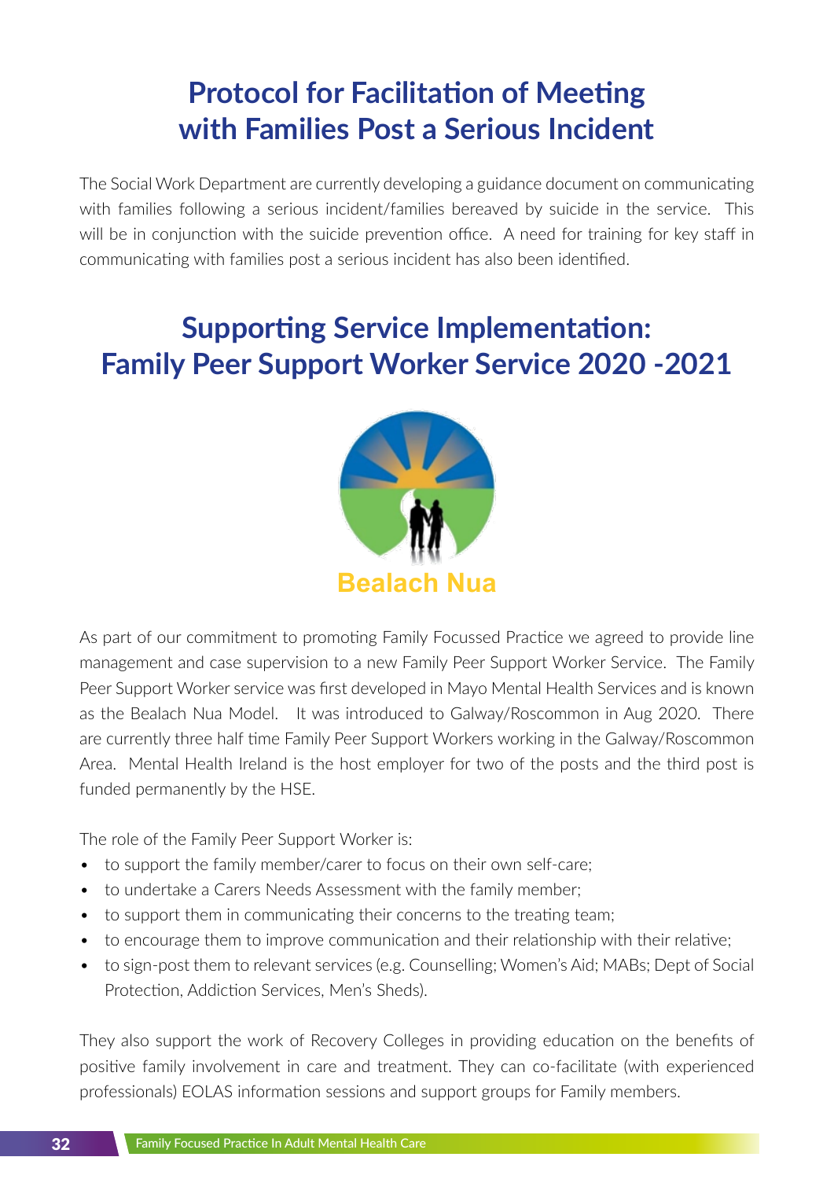# Protocol for Facilitation of Meeting with Families Post a Serious Incident

The Social Work Department are currently developing a guidance document on communicating with families following a serious incident/families bereaved by suicide in the service. This will be in conjunction with the suicide prevention office. A need for training for key staff in communicating with families post a serious incident has also been identified.

# Supporting Service Implementation: Family Peer Support Worker Service 2020 -2021

Bealach Nua

As part of our commitment to promoting Family Focussed Practice we agreed to provide line management and case supervision to a new Family Peer Support Worker Service. The Family Peer Support Worker service was first developed in Mayo Mental Health Services and is known as the Bealach Nua Model. It was introduced to Galway/Roscommon in Aug 2020. There are currently three half time Family Peer Support Workers working in the Galway/Roscommon Area. Mental Health Ireland is the host employer for two of the posts and the third post is funded permanently by the HSE.

The role of the Family Peer Support Worker is:

- to support the family member/carer to focus on their own self-care;
- to undertake a Carers Needs Assessment with the family member;
- to support them in communicating their concerns to the treating team;
- to encourage them to improve communication and their relationship with their relative;
- to sign-post them to relevant services (e.g. Counselling; Women's Aid; MABs; Dept of Social Protection, Addiction Services, Men's Sheds).

They also support the work of Recovery Colleges in providing education on the benefits of positive family involvement in care and treatment. They can co-facilitate (with experienced professionals) EOLAS information sessions and support groups for Family members.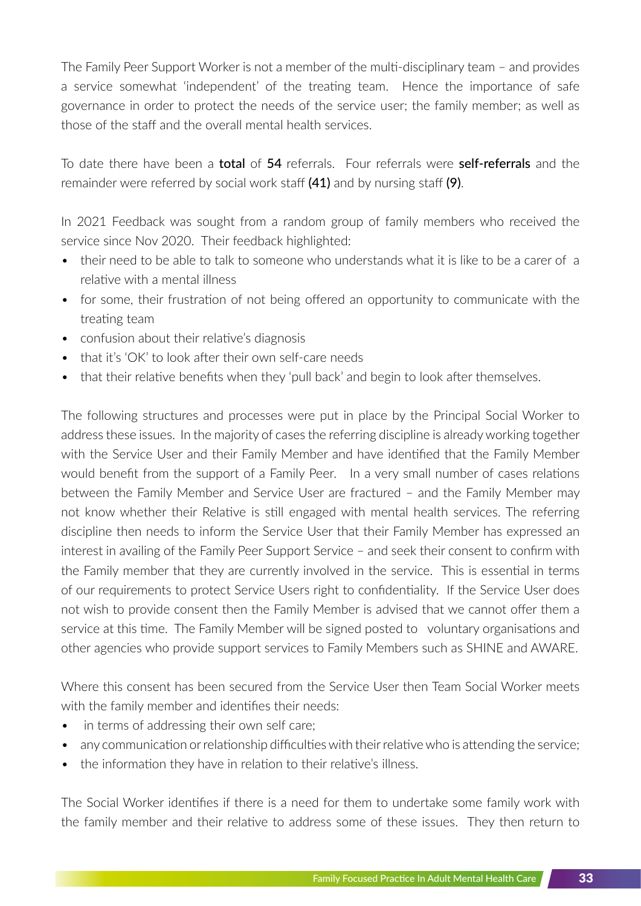The Family Peer Support Worker is not a member of the multi-disciplinary team – and provides a service somewhat 'independent' of the treating team. Hence the importance of safe governance in order to protect the needs of the service user; the family member; as well as those of the staff and the overall mental health services.

To date there have been a **total** of **54** referrals. Four referrals were **self-referrals** and the remainder were referred by social work staff **(41)** and by nursing staff **(9)**.

In 2021 Feedback was sought from a random group of family members who received the service since Nov 2020. Their feedback highlighted:

- their need to be able to talk to someone who understands what it is like to be a carer of a relative with a mental illness
- for some, their frustration of not being offered an opportunity to communicate with the treating team
- confusion about their relative's diagnosis
- that it's 'OK' to look after their own self-care needs
- that their relative benefits when they 'pull back' and begin to look after themselves.

The following structures and processes were put in place by the Principal Social Worker to address these issues. In the majority of cases the referring discipline is already working together with the Service User and their Family Member and have identified that the Family Member would benefit from the support of a Family Peer. In a very small number of cases relations between the Family Member and Service User are fractured – and the Family Member may not know whether their Relative is still engaged with mental health services. The referring discipline then needs to inform the Service User that their Family Member has expressed an interest in availing of the Family Peer Support Service – and seek their consent to confirm with the Family member that they are currently involved in the service. This is essential in terms of our requirements to protect Service Users right to confidentiality. If the Service User does not wish to provide consent then the Family Member is advised that we cannot offer them a service at this time. The Family Member will be signed posted to voluntary organisations and other agencies who provide support services to Family Members such as SHINE and AWARE.

Where this consent has been secured from the Service User then Team Social Worker meets with the family member and identifies their needs:

- in terms of addressing their own self care;
- any communication or relationship difficulties with their relative who is attending the service;
- the information they have in relation to their relative's illness.

The Social Worker identifies if there is a need for them to undertake some family work with the family member and their relative to address some of these issues. They then return to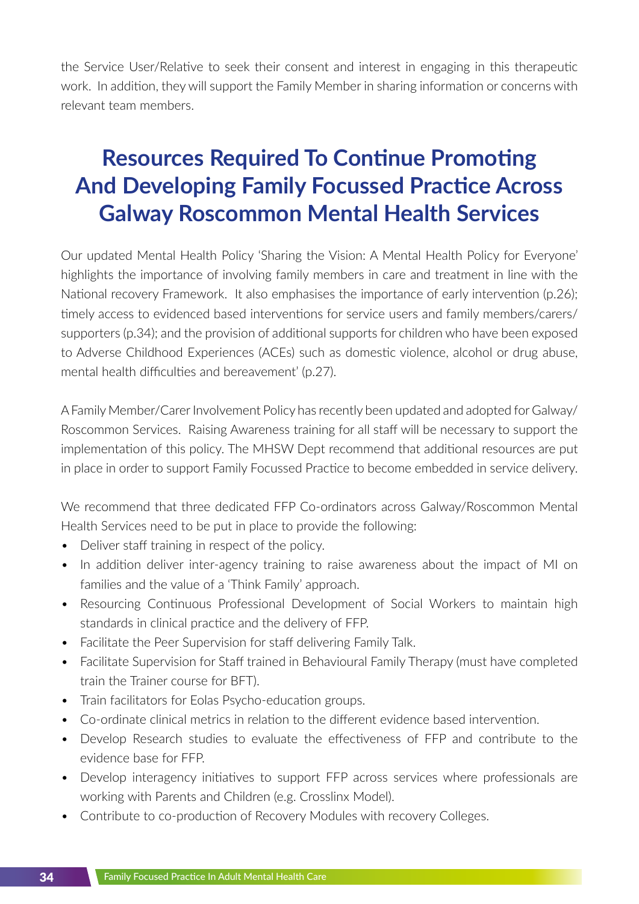the Service User/Relative to seek their consent and interest in engaging in this therapeutic work. In addition, they will support the Family Member in sharing information or concerns with relevant team members.

## Resources Required To Continue Promoting And Developing Family Focussed Practice Across Galway Roscommon Mental Health Services

Our updated Mental Health Policy 'Sharing the Vision: A Mental Health Policy for Everyone' highlights the importance of involving family members in care and treatment in line with the National recovery Framework. It also emphasises the importance of early intervention (p.26); timely access to evidenced based interventions for service users and family members/carers/supporters (p.34); and the provision of additional supports for children who have been exposed to Adverse Childhood Experiences (ACEs) such as domestic violence, alcohol or drug abuse, mental health difficulties and bereavement' (p.27).

A Family Member/Carer Involvement Policy has recently been updated and adopted for Galway/Roscommon Services. Raising Awareness training for all staff will be necessary to support the implementation of this policy. The MHSW Dept recommend that additional resources are put in place in order to support Family Focussed Practice to become embedded in service delivery.

We recommend that three dedicated FFP Co-ordinators across Galway/Roscommon Mental Health Services need to be put in place to provide the following:

- Deliver staff training in respect of the policy.
- In addition deliver inter-agency training to raise awareness about the impact of MI on families and the value of a 'Think Family' approach.
- Resourcing Continuous Professional Development of Social Workers to maintain high standards in clinical practice and the delivery of FFP.
- Facilitate the Peer Supervision for staff delivering Family Talk.
- Facilitate Supervision for Staff trained in Behavioural Family Therapy (must have completed train the Trainer course for BFT).
- Train facilitators for Eolas Psycho-education groups.
- Co-ordinate clinical metrics in relation to the different evidence based intervention.
- Develop Research studies to evaluate the effectiveness of FFP and contribute to the evidence base for FFP.
- Develop interagency initiatives to support FFP across services where professionals are working with Parents and Children (e.g. Crosslinx Model).
- Contribute to co-production of Recovery Modules with recovery Colleges.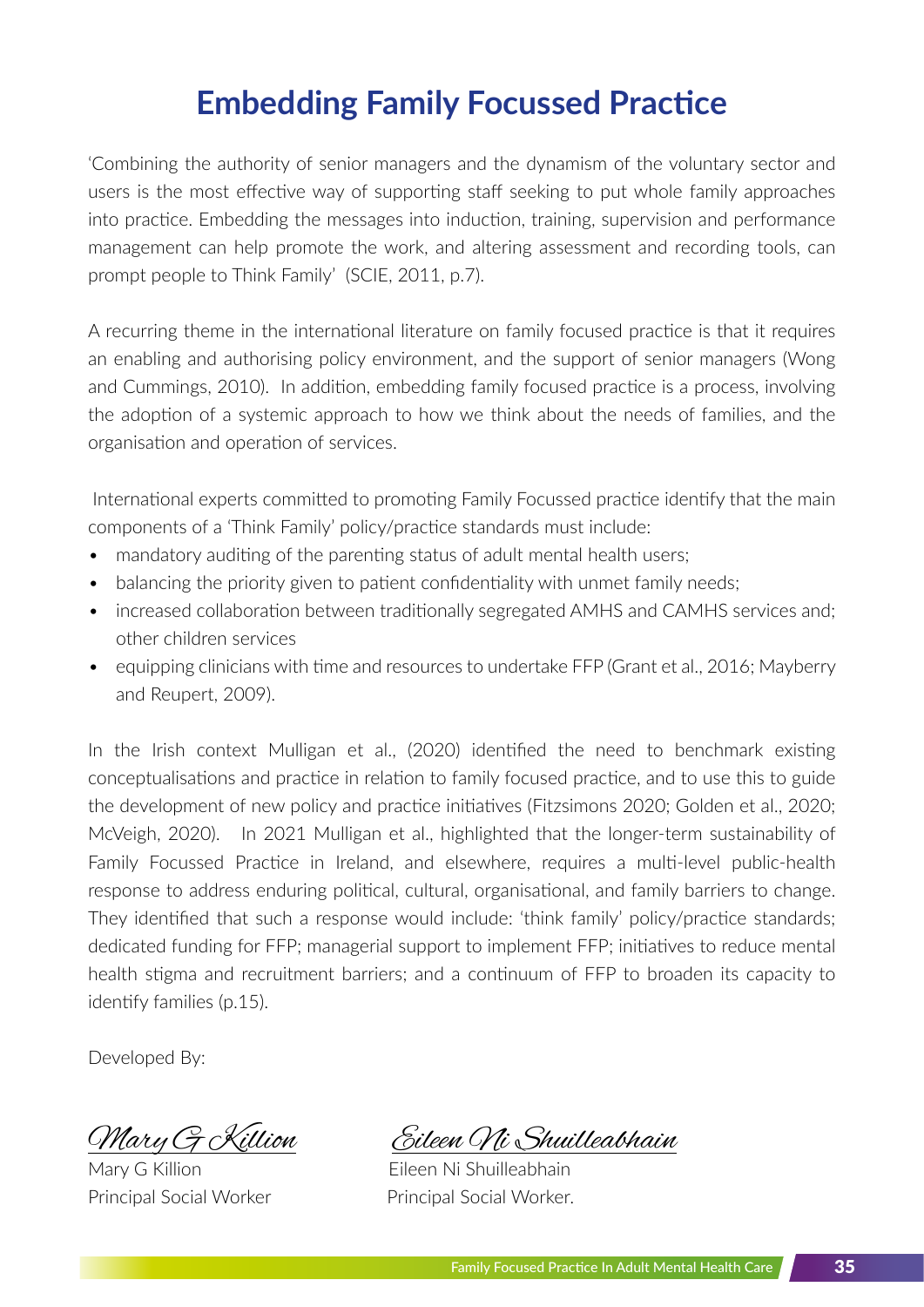# Embedding Family Focussed Practice

'Combining the authority of senior managers and the dynamism of the voluntary sector and users is the most effective way of supporting staff seeking to put whole family approaches into practice. Embedding the messages into induction, training, supervision and performance management can help promote the work, and altering assessment and recording tools, can prompt people to Think Family' (SCIE, 2011, p.7).

A recurring theme in the international literature on family focused practice is that it requires an enabling and authorising policy environment, and the support of senior managers (Wong and Cummings, 2010). In addition, embedding family focused practice is a process, involving the adoption of a systemic approach to how we think about the needs of families, and the organisation and operation of services.

International experts committed to promoting Family Focussed practice identify that the main components of a 'Think Family' policy/practice standards must include:

- mandatory auditing of the parenting status of adult mental health users;
- balancing the priority given to patient confidentiality with unmet family needs;
- increased collaboration between traditionally segregated AMHS and CAMHS services and; other children services
- equipping clinicians with time and resources to undertake FFP (Grant et al., 2016; Mayberry and Reupert, 2009).

In the Irish context Mulligan et al., (2020) identified the need to benchmark existing conceptualisations and practice in relation to family focused practice, and to use this to guide the development of new policy and practice initiatives (Fitzsimons 2020; Golden et al., 2020; McVeigh, 2020). In 2021 Mulligan et al., highlighted that the longer-term sustainability of Family Focussed Practice in Ireland, and elsewhere, requires a multi-level public-health response to address enduring political, cultural, organisational, and family barriers to change. They identified that such a response would include: 'think family' policy/practice standards; dedicated funding for FFP; managerial support to implement FFP; initiatives to reduce mental health stigma and recruitment barriers; and a continuum of FFP to broaden its capacity to identify families (p.15).

Developed By:

*Mary G Killion*
Mary G Killion
Principal Social Worker

*Eileen Ni Shuilleabhain*
Eileen Ni Shuilleabhain
Principal Social Worker.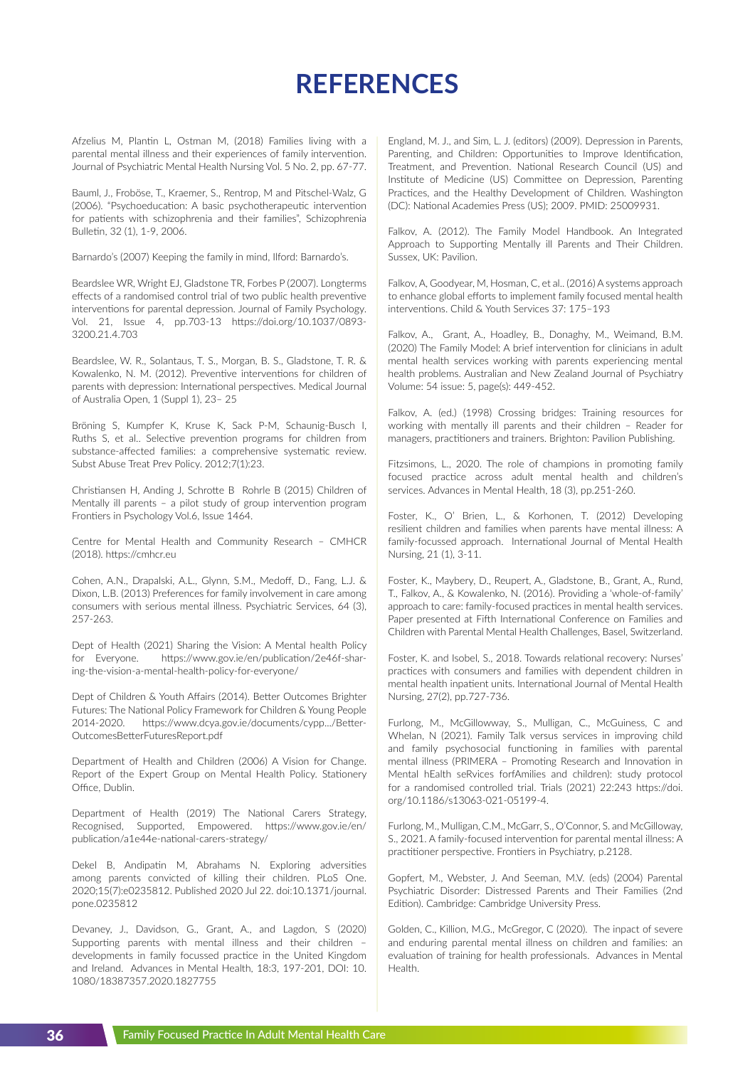# REFERENCES

Afzelius M, Plantin L, Ostman M, (2018) Families living with a parental mental illness and their experiences of family intervention. Journal of Psychiatric Mental Health Nursing Vol. 5 No. 2, pp. 67-77.

Bauml, J., Froböse, T., Kraemer, S., Rentrop, M and Pitschel-Walz, G (2006). "Psychoeducation: A basic psychotherapeutic intervention for patients with schizophrenia and their families", Schizophrenia Bulletin, 32 (1), 1-9, 2006.

Barnardo's (2007) Keeping the family in mind, Ilford: Barnardo's.

Beardslee WR, Wright EJ, Gladstone TR, Forbes P (2007). Longterms effects of a randomised control trial of two public health preventive interventions for parental depression. Journal of Family Psychology. Vol. 21, Issue 4, pp.703-13 https://doi.org/10.1037/0893-3200.21.4.703

Beardslee, W. R., Solantaus, T. S., Morgan, B. S., Gladstone, T. R. & Kowalenko, N. M. (2012). Preventive interventions for children of parents with depression: International perspectives. Medical Journal of Australia Open, 1 (Suppl 1), 23– 25

Bröning S, Kumpfer K, Kruse K, Sack P-M, Schaunig-Busch I, Ruths S, et al.. Selective prevention programs for children from substance-affected families: a comprehensive systematic review. Subst Abuse Treat Prev Policy. 2012;7(1):23.

Christiansen H, Anding J, Schrotte B Rohrle B (2015) Children of Mentally ill parents – a pilot study of group intervention program Frontiers in Psychology Vol.6, Issue 1464.

Centre for Mental Health and Community Research – CMHCR (2018). https://cmhcr.eu

Cohen, A.N., Drapalski, A.L., Glynn, S.M., Medoff, D., Fang, L.J. & Dixon, L.B. (2013) Preferences for family involvement in care among consumers with serious mental illness. Psychiatric Services, 64 (3), 257-263.

Dept of Health (2021) Sharing the Vision: A Mental health Policy for Everyone. https://www.gov.ie/en/publication/2e46f-sharing-the-vision-a-mental-health-policy-for-everyone/

Dept of Children & Youth Affairs (2014). Better Outcomes Brighter Futures: The National Policy Framework for Children & Young People 2014-2020. https://www.dcya.gov.ie/documents/cypp.../Better-OutcomesBetterFuturesReport.pdf

Department of Health and Children (2006) A Vision for Change. Report of the Expert Group on Mental Health Policy. Stationery Office, Dublin.

Department of Health (2019) The National Carers Strategy, Recognised, Supported, Empowered. https://www.gov.ie/en/publication/a1e44e-national-carers-strategy/

Dekel B, Andipatin M, Abrahams N. Exploring adversities among parents convicted of killing their children. PLoS One. 2020;15(7):e0235812. Published 2020 Jul 22. doi:10.1371/journal.pone.0235812

Devaney, J., Davidson, G., Grant, A., and Lagdon, S (2020) Supporting parents with mental illness and their children – developments in family focused practice in the United Kingdom and Ireland. Advances in Mental Health, 18:3, 197-201, DOI: 10.1080/18387357.2020.1827755

England, M. J., and Sim, L. J. (editors) (2009). Depression in Parents, Parenting, and Children: Opportunities to Improve Identification, Treatment, and Prevention. National Research Council (US) and Institute of Medicine (US) Committee on Depression, Parenting Practices, and the Healthy Development of Children. Washington (DC): National Academies Press (US); 2009. PMID: 25009931.

Falkov, A. (2012). The Family Model Handbook. An Integrated Approach to Supporting Mentally ill Parents and Their Children. Sussex, UK: Pavilion.

Falkov, A, Goodyear, M, Hosman, C, et al.. (2016) A systems approach to enhance global efforts to implement family focused mental health interventions. Child & Youth Services 37: 175–193

Falkov, A., Grant, A., Hoadley, B., Donaghy, M., Weimand, B.M. (2020) The Family Model: A brief intervention for clinicians in adult mental health services working with parents experiencing mental health problems. Australian and New Zealand Journal of Psychiatry Volume: 54 issue: 5, page(s): 449-452.

Falkov, A. (ed.) (1998) Crossing bridges: Training resources for working with mentally ill parents and their children – Reader for managers, practitioners and trainers. Brighton: Pavilion Publishing.

Fitzsimons, L., 2020. The role of champions in promoting family focused practice across adult mental health and children's services. Advances in Mental Health, 18 (3), pp.251-260.

Foster, K., O' Brien, L., & Korhonen, T. (2012) Developing resilient children and families when parents have mental illness: A family-focussed approach. International Journal of Mental Health Nursing, 21 (1), 3-11.

Foster, K., Maybery, D., Reupert, A., Gladstone, B., Grant, A., Rund, T., Falkov, A., & Kowalenko, N. (2016). Providing a 'whole-of-family' approach to care: family-focused practices in mental health services. Paper presented at Fifth International Conference on Families and Children with Parental Mental Health Challenges, Basel, Switzerland.

Foster, K. and Isobel, S., 2018. Towards relational recovery: Nurses' practices with consumers and families with dependent children in mental health inpatient units. International Journal of Mental Health Nursing, 27(2), pp.727-736.

Furlong, M., McGillowway, S., Mulligan, C., McGuiness, C and Whelan, N (2021). Family Talk versus services in improving child and family psychosocial functioning in families with parental mental illness (PRIMERA – Promoting Research and Innovation in Mental hEalth seRvices forfAmilies and children): study protocol for a randomised controlled trial. Trials (2021) 22:243 https://doi.org/10.1186/s13063-021-05199-4.

Furlong, M., Mulligan, C.M., McGarr, S., O'Connor, S. and McGilloway, S., 2021. A family-focused intervention for parental mental illness: A practitioner perspective. Frontiers in Psychiatry, p.2128.

Gopfert, M., Webster, J. And Seeman, M.V. (eds) (2004) Parental Psychiatric Disorder: Distressed Parents and Their Families (2nd Edition). Cambridge: Cambridge University Press.

Golden, C., Killion, M.G., McGregor, C (2020). The inpact of severe and enduring parental mental illness on children and families: an evaluation of training for health professionals. Advances in Mental Health.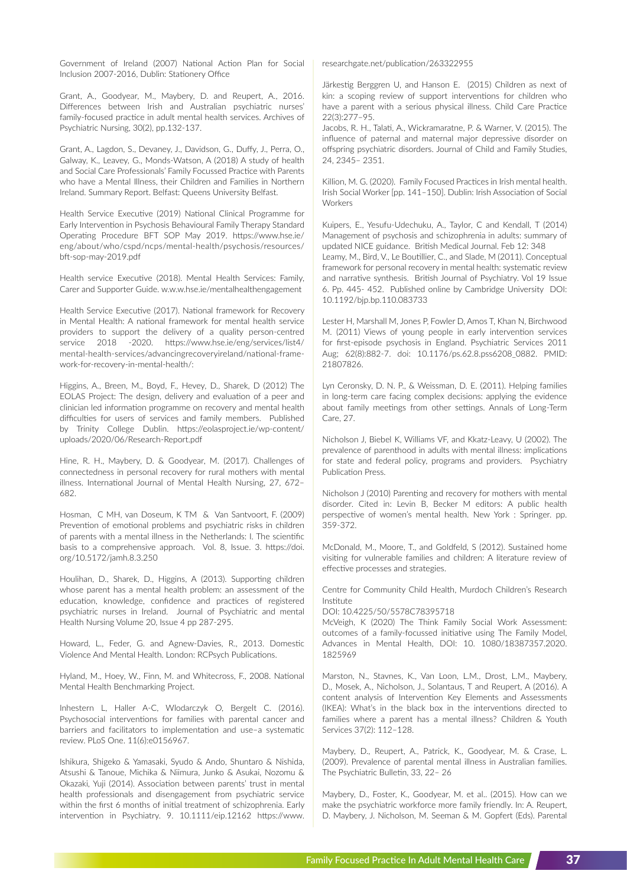Government of Ireland (2007) National Action Plan for Social Inclusion 2007-2016, Dublin: Stationery Office

Grant, A., Goodyear, M., Maybery, D. and Reupert, A., 2016. Differences between Irish and Australian psychiatric nurses' family-focused practice in adult mental health services. Archives of Psychiatric Nursing, 30(2), pp.132-137.

Grant, A., Lagdon, S., Devaney, J., Davidson, G., Duffy, J., Perra, O., Galway, K., Leavey, G., Monds-Watson, A (2018) A study of health and Social Care Professionals' Family Focussed Practice with Parents who have a Mental Illness, their Children and Families in Northern Ireland. Summary Report. Belfast: Queens University Belfast.

Health Service Executive (2019) National Clinical Programme for Early Intervention in Psychosis Behavioural Family Therapy Standard Operating Procedure BFT SOP May 2019. https://www.hse.ie/eng/about/who/cspd/ncps/mental-health/psychosis/resources/bft-sop-may-2019.pdf

Health service Executive (2018). Mental Health Services: Family, Carer and Supporter Guide. w.w.w.hse.ie/mentalhealthengagement

Health Service Executive (2017). National framework for Recovery in Mental Health: A national framework for mental health service providers to support the delivery of a quality person-centred service 2018 -2020. https://www.hse.ie/eng/services/list4/mental-health-services/advancingrecoveryireland/national-framework-for-recovery-in-mental-health/:

Higgins, A., Breen, M., Boyd, F., Hevey, D., Sharek, D (2012) The EOLAS Project: The design, delivery and evaluation of a peer and clinician led information programme on recovery and mental health difficulties for users of services and family members. Published by Trinity College Dublin. https://eolasproject.ie/wp-content/uploads/2020/06/Research-Report.pdf

Hine, R. H., Maybery, D. & Goodyear, M. (2017). Challenges of connectedness in personal recovery for rural mothers with mental illness. International Journal of Mental Health Nursing, 27, 672–682.

Hosman, C MH, van Doseum, K TM & Van Santvoort, F. (2009) Prevention of emotional problems and psychiatric risks in children of parents with a mental illness in the Netherlands: I. The scientific basis to a comprehensive approach. Vol. 8, Issue. 3. https://doi.org/10.5172/jamh.8.3.250

Houlihan, D., Sharek, D., Higgins, A (2013). Supporting children whose parent has a mental health problem: an assessment of the education, knowledge, confidence and practices of registered psychiatric nurses in Ireland. Journal of Psychiatric and mental Health Nursing Volume 20, Issue 4 pp 287-295.

Howard, L., Feder, G. and Agnew-Davies, R., 2013. Domestic Violence And Mental Health. London: RCPsych Publications.

Hyland, M., Hoey, W., Finn, M. and Whitecross, F., 2008. National Mental Health Benchmarking Project.

Inhestern L, Haller A-C, Wlodarczyk O, Bergelt C. (2016). Psychosocial interventions for families with parental cancer and barriers and facilitators to implementation and use–a systematic review. PLoS One. 11(6):e0156967.

Ishikura, Shigeko & Yamasaki, Syudo & Ando, Shuntaro & Nishida, Atsushi & Tanoue, Michika & Niimura, Junko & Asukai, Nozomu & Okazaki, Yuji (2014). Association between parents' trust in mental health professionals and disengagement from psychiatric service within the first 6 months of initial treatment of schizophrenia. Early intervention in Psychiatry. 9. 10.1111/eip.12162 https://www.researchgate.net/publication/263322955

Järkestig Berggren U, and Hanson E. (2015) Children as next of kin: a scoping review of support interventions for children who have a parent with a serious physical illness. Child Care Practice 22(3):277–95.

Jacobs, R. H., Talati, A., Wickramaratne, P. & Warner, V. (2015). The influence of paternal and maternal major depressive disorder on offspring psychiatric disorders. Journal of Child and Family Studies, 24, 2345– 2351.

Killion, M. G. (2020). Family Focused Practices in Irish mental health. Irish Social Worker [pp. 141–150]. Dublin: Irish Association of Social Workers

Kuipers, E., Yesufu-Udechuku, A., Taylor, C and Kendall, T (2014) Management of psychosis and schizophrenia in adults: summary of updated NICE guidance. British Medical Journal. Feb 12: 348

Leamy, M., Bird, V., Le Boutillier, C., and Slade, M (2011). Conceptual framework for personal recovery in mental health: systematic review and narrative synthesis. British Journal of Psychiatry. Vol 19 Issue 6. Pp. 445- 452. Published online by Cambridge University DOI: 10.1192/bjp.bp.110.083733

Lester H, Marshall M, Jones P, Fowler D, Amos T, Khan N, Birchwood M. (2011) Views of young people in early intervention services for first-episode psychosis in England. Psychiatric Services 2011 Aug; 62(8):882-7. doi: 10.1176/ps.62.8.pss6208_0882. PMID: 21807826.

Lyn Ceronsky, D. N. P., & Weissman, D. E. (2011). Helping families in long-term care facing complex decisions: applying the evidence about family meetings from other settings. Annals of Long-Term Care, 27.

Nicholson J, Biebel K, Williams VF, and Kkatz-Leavy, U (2002). The prevalence of parenthood in adults with mental illness: implications for state and federal policy, programs and providers. Psychiatry Publication Press.

Nicholson J (2010) Parenting and recovery for mothers with mental disorder. Cited in: Levin B, Becker M editors: A public health perspective of women's mental health. New York : Springer. pp. 359-372.

McDonald, M., Moore, T., and Goldfeld, S (2012). Sustained home visiting for vulnerable families and children: A literature review of effective processes and strategies.

Centre for Community Child Health, Murdoch Children's Research Institute

DOI: 10.4225/50/5578C78395718

McVeigh, K (2020) The Think Family Social Work Assessment: outcomes of a family-focussed initiative using The Family Model, Advances in Mental Health, DOI: 10. 1080/18387357.2020. 1825969

Marston, N., Stavnes, K., Van Loon, L.M., Drost, L.M., Maybery, D., Mosek, A., Nicholson, J., Solantaus, T and Reupert, A (2016). A content analysis of Intervention Key Elements and Assessments (IKEA): What's in the black box in the interventions directed to families where a parent has a mental illness? Children & Youth Services 37(2): 112–128.

Maybery, D., Reupert, A., Patrick, K., Goodyear, M. & Crase, L. (2009). Prevalence of parental mental illness in Australian families. The Psychiatric Bulletin, 33, 22– 26

Maybery, D., Foster, K., Goodyear, M. et al.. (2015). How can we make the psychiatric workforce more family friendly. In: A. Reupert, D. Maybery, J. Nicholson, M. Seeman & M. Gopfert (Eds). Parental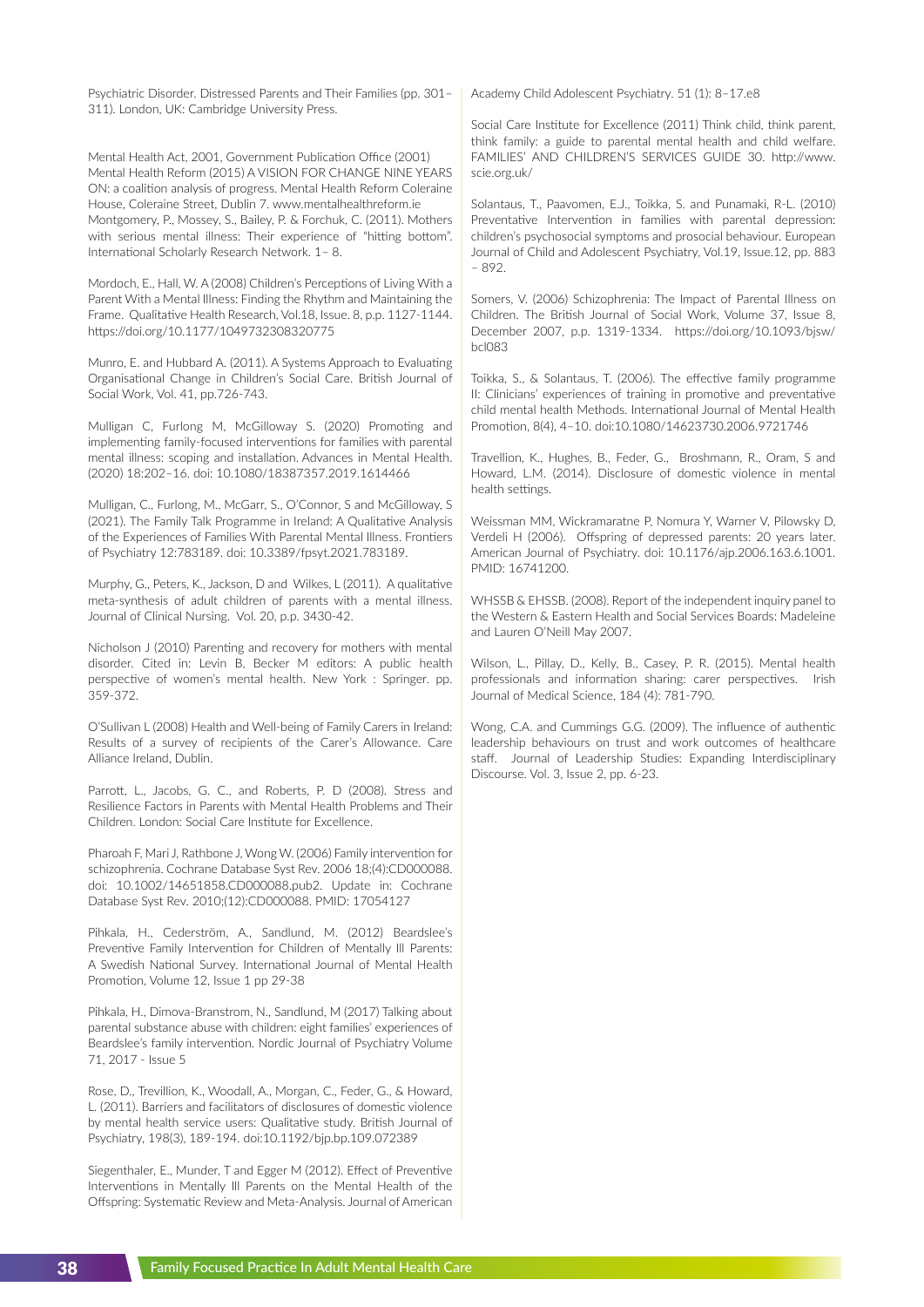Psychiatric Disorder. Distressed Parents and Their Families (pp. 301–311). London, UK: Cambridge University Press.

Mental Health Act, 2001, Government Publication Office (2001)
Mental Health Reform (2015) A VISION FOR CHANGE NINE YEARS ON: a coalition analysis of progress. Mental Health Reform Coleraine House, Coleraine Street, Dublin 7. www.mentalhealthreform.ie
Montgomery, P., Mossey, S., Bailey, P. & Forchuk, C. (2011). Mothers with serious mental illness: Their experience of "hitting bottom". International Scholarly Research Network. 1– 8.

Mordoch, E., Hall, W. A (2008) Children's Perceptions of Living With a Parent With a Mental Illness: Finding the Rhythm and Maintaining the Frame. Qualitative Health Research, Vol.18, Issue. 8, p.p. 1127-1144. https://doi.org/10.1177/1049732308320775

Munro, E. and Hubbard A. (2011). A Systems Approach to Evaluating Organisational Change in Children's Social Care. British Journal of Social Work, Vol. 41, pp.726-743.

Mulligan C, Furlong M, McGilloway S. (2020) Promoting and implementing family-focused interventions for families with parental mental illness: scoping and installation. Advances in Mental Health. (2020) 18:202–16. doi: 10.1080/18387357.2019.1614466

Mulligan, C., Furlong, M., McGarr, S., O'Connor, S and McGilloway, S (2021). The Family Talk Programme in Ireland: A Qualitative Analysis of the Experiences of Families With Parental Mental Illness. Frontiers of Psychiatry 12:783189. doi: 10.3389/fpsyt.2021.783189.

Murphy, G., Peters, K., Jackson, D and Wilkes, L (2011). A qualitative meta-synthesis of adult children of parents with a mental illness. Journal of Clinical Nursing. Vol. 20, p.p. 3430-42.

Nicholson J (2010) Parenting and recovery for mothers with mental disorder. Cited in: Levin B, Becker M editors: A public health perspective of women's mental health. New York : Springer. pp. 359-372.

O'Sullivan L (2008) Health and Well-being of Family Carers in Ireland: Results of a survey of recipients of the Carer's Allowance. Care Alliance Ireland, Dublin.

Parrott, L., Jacobs, G. C., and Roberts, P. D (2008). Stress and Resilience Factors in Parents with Mental Health Problems and Their Children. London: Social Care Institute for Excellence.

Pharoah F, Mari J, Rathbone J, Wong W. (2006) Family intervention for schizophrenia. Cochrane Database Syst Rev. 2006 18;(4):CD000088. doi: 10.1002/14651858.CD000088.pub2. Update in: Cochrane Database Syst Rev. 2010;(12):CD000088. PMID: 17054127

Pihkala, H., Cederström, A., Sandlund, M. (2012) Beardslee's Preventive Family Intervention for Children of Mentally Ill Parents: A Swedish National Survey. International Journal of Mental Health Promotion, Volume 12, Issue 1 pp 29-38

Pihkala, H., Dimova-Branstrom, N., Sandlund, M (2017) Talking about parental substance abuse with children: eight families' experiences of Beardslee's family intervention. Nordic Journal of Psychiatry Volume 71, 2017 - Issue 5

Rose, D., Trevillion, K., Woodall, A., Morgan, C., Feder, G., & Howard, L. (2011). Barriers and facilitators of disclosures of domestic violence by mental health service users: Qualitative study. British Journal of Psychiatry, 198(3), 189-194. doi:10.1192/bjp.bp.109.072389

Siegenthaler, E., Munder, T and Egger M (2012). Effect of Preventive Interventions in Mentally Ill Parents on the Mental Health of the Offspring: Systematic Review and Meta-Analysis. Journal of American Academy Child Adolescent Psychiatry. 51 (1): 8–17.e8

Social Care Institute for Excellence (2011) Think child, think parent, think family: a guide to parental mental health and child welfare. FAMILIES' AND CHILDREN'S SERVICES GUIDE 30. http://www.scie.org.uk/

Solantaus, T., Paavomen, E.J., Toikka, S. and Punamaki, R-L. (2010) Preventative Intervention in families with parental depression: children's psychosocial symptoms and prosocial behaviour. European Journal of Child and Adolescent Psychiatry, Vol.19, Issue.12, pp. 883 – 892.

Somers, V. (2006) Schizophrenia: The Impact of Parental Illness on Children. The British Journal of Social Work, Volume 37, Issue 8, December 2007, p.p. 1319-1334. https://doi.org/10.1093/bjsw/bcl083

Toikka, S., & Solantaus, T. (2006). The effective family programme II: Clinicians' experiences of training in promotive and preventative child mental health Methods. International Journal of Mental Health Promotion, 8(4), 4–10. doi:10.1080/14623730.2006.9721746

Travellion, K., Hughes, B., Feder, G., Broshmann, R., Oram, S and Howard, L.M. (2014). Disclosure of domestic violence in mental health settings.

Weissman MM, Wickramaratne P, Nomura Y, Warner V, Pilowsky D, Verdeli H (2006). Offspring of depressed parents: 20 years later. American Journal of Psychiatry. doi: 10.1176/ajp.2006.163.6.1001. PMID: 16741200.

WHSSB & EHSSB. (2008). Report of the independent inquiry panel to the Western & Eastern Health and Social Services Boards: Madeleine and Lauren O'Neill May 2007.

Wilson, L., Pillay, D., Kelly, B., Casey, P. R. (2015). Mental health professionals and information sharing: carer perspectives. Irish Journal of Medical Science, 184 (4): 781-790.

Wong, C.A. and Cummings G.G. (2009). The influence of authentic leadership behaviours on trust and work outcomes of healthcare staff. Journal of Leadership Studies: Expanding Interdisciplinary Discourse. Vol. 3, Issue 2, pp. 6-23.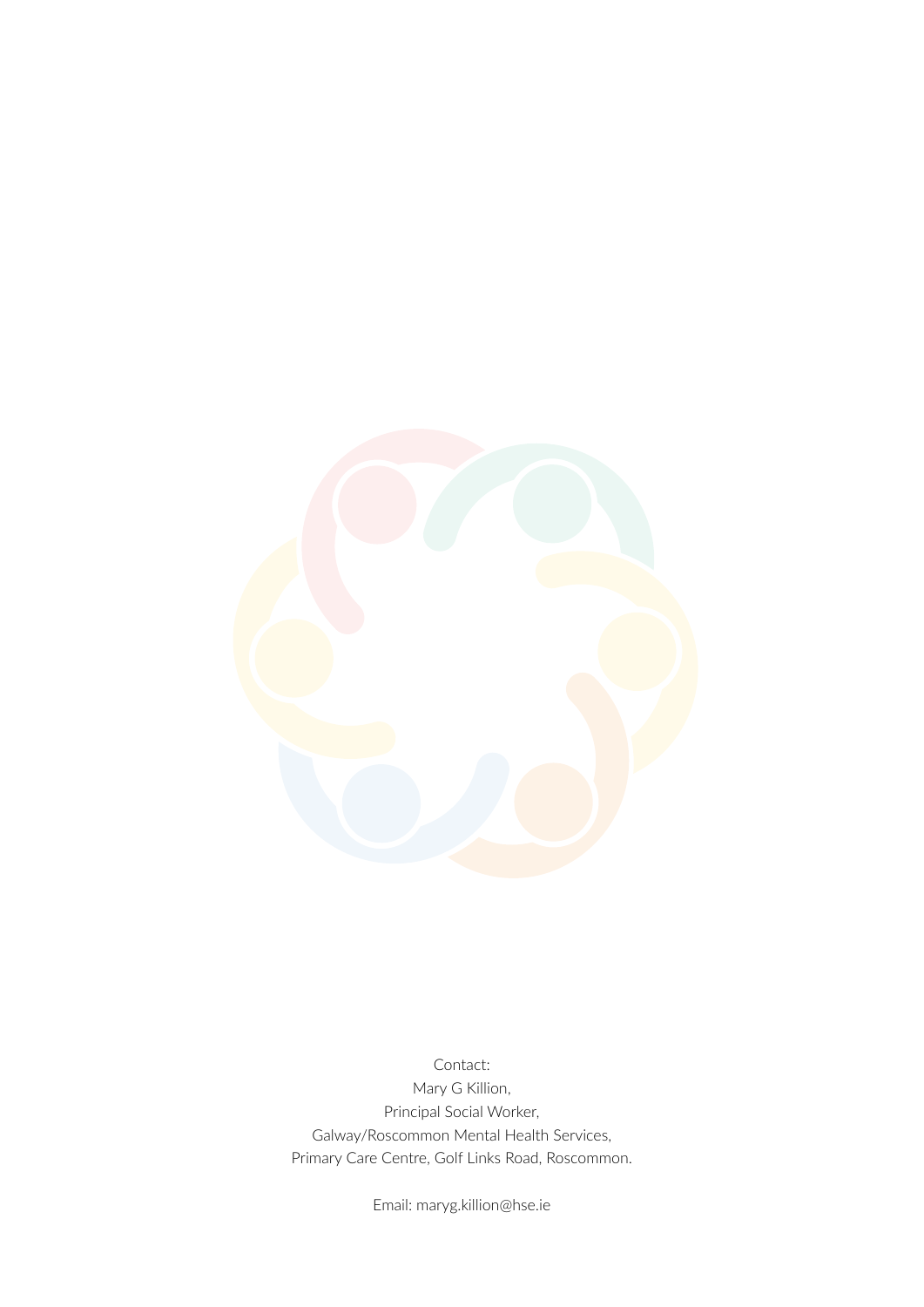Contact:
Mary G Killion,
Principal Social Worker,
Galway/Roscommon Mental Health Services,
Primary Care Centre, Golf Links Road, Roscommon.

Email: maryg.killion@hse.ie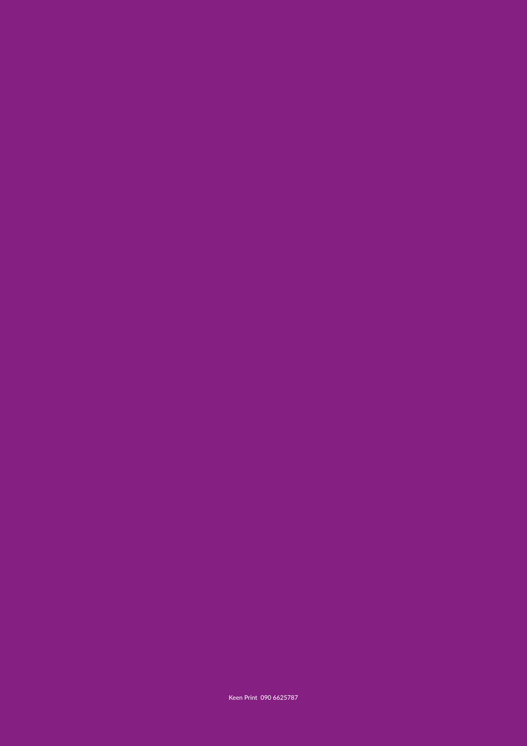Keen Print  090 6625787